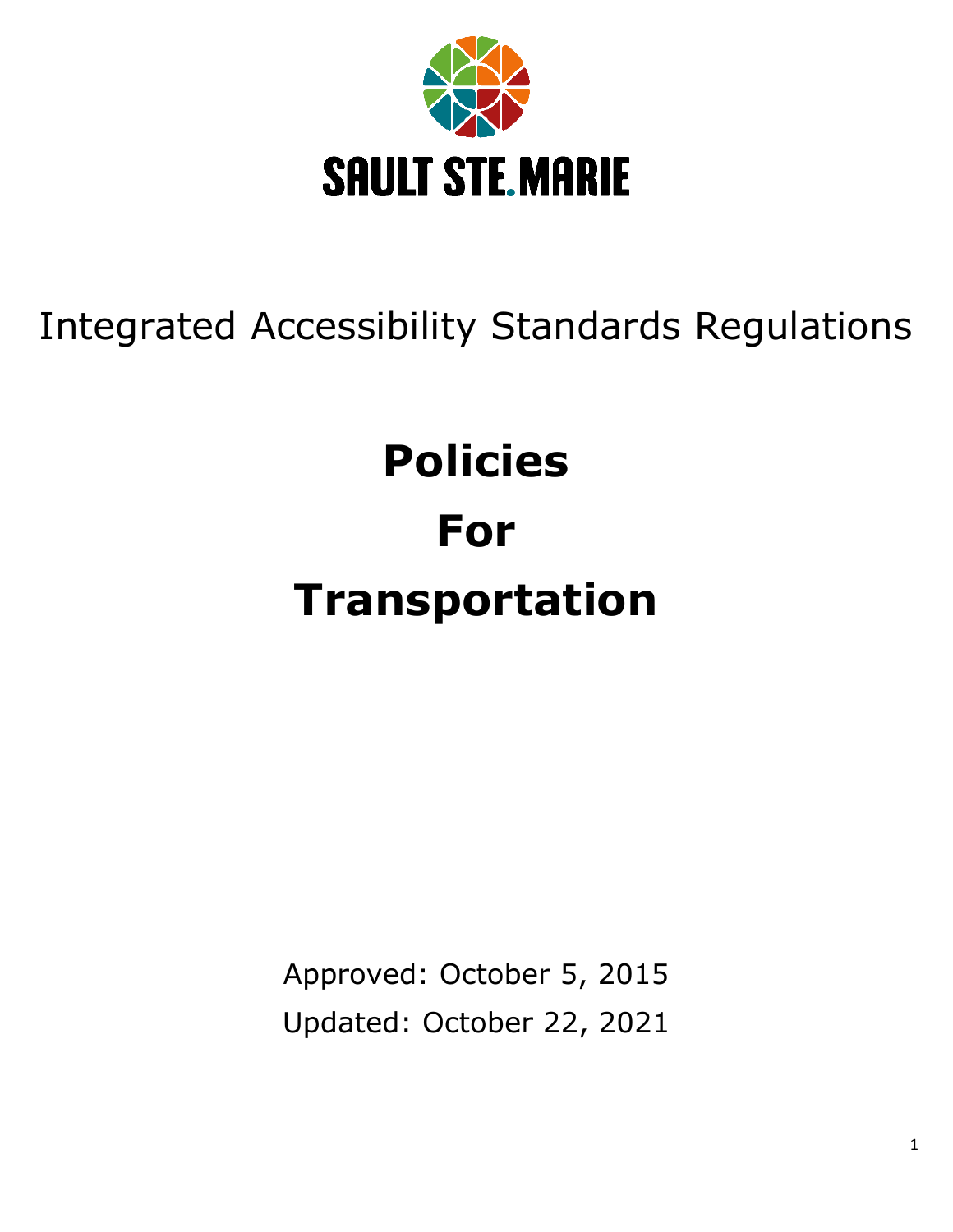SAULT STE. MARIE

Integrated Accessibility Standards Regulations

# Policies For Transportation

Approved: October 5, 2015

Updated: October 22, 2021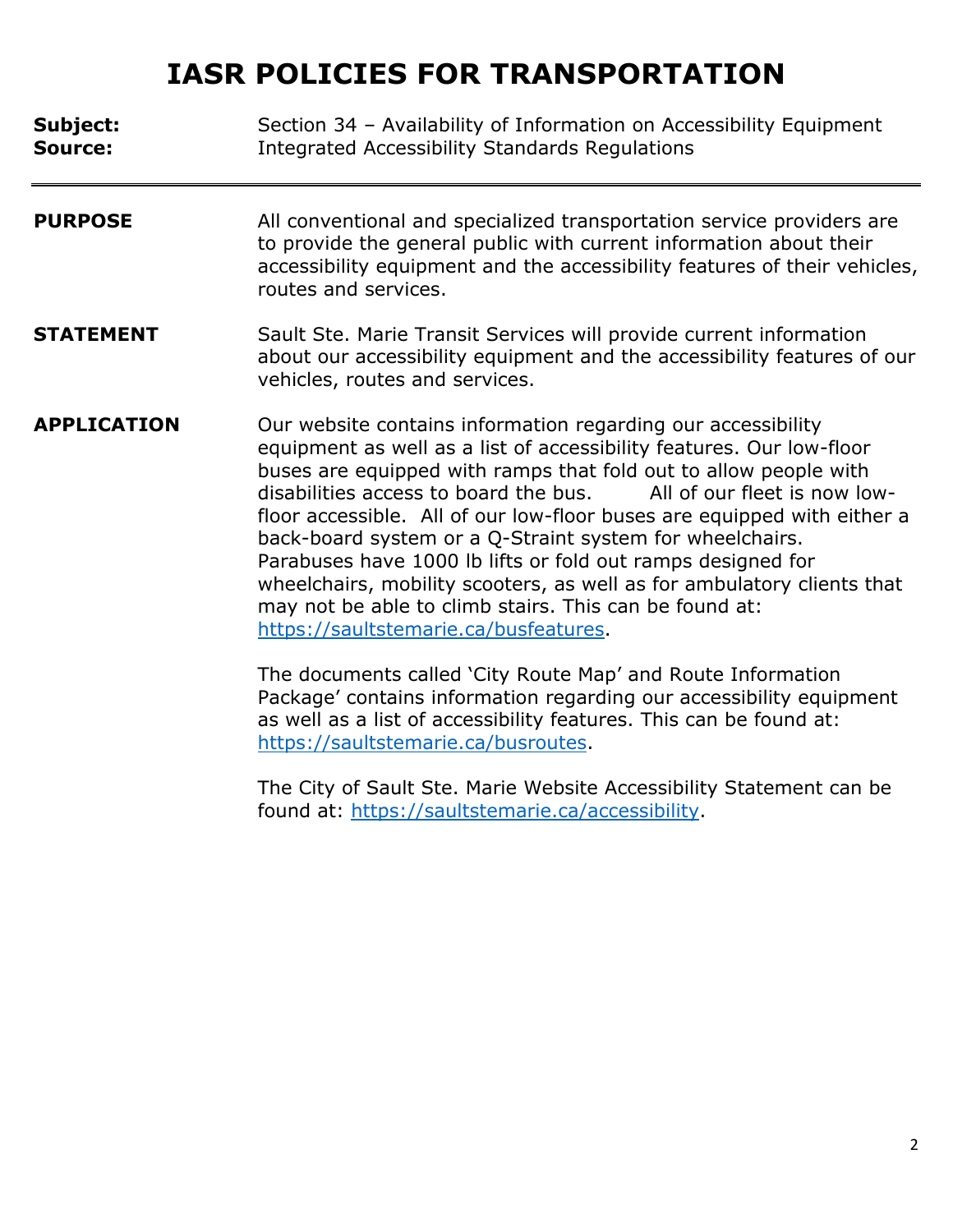# IASR POLICIES FOR TRANSPORTATION

**Subject:** Section 34 – Availability of Information on Accessibility Equipment
**Source:** Integrated Accessibility Standards Regulations

---

**PURPOSE**

All conventional and specialized transportation service providers are to provide the general public with current information about their accessibility equipment and the accessibility features of their vehicles, routes and services.

**STATEMENT**

Sault Ste. Marie Transit Services will provide current information about our accessibility equipment and the accessibility features of our vehicles, routes and services.

**APPLICATION**

Our website contains information regarding our accessibility equipment as well as a list of accessibility features. Our low-floor buses are equipped with ramps that fold out to allow people with disabilities access to board the bus. All of our fleet is now low-floor accessible. All of our low-floor buses are equipped with either a back-board system or a Q-Straint system for wheelchairs. Parabuses have 1000 lb lifts or fold out ramps designed for wheelchairs, mobility scooters, as well as for ambulatory clients that may not be able to climb stairs. This can be found at: https://saultstemarie.ca/busfeatures.

The documents called 'City Route Map' and Route Information Package' contains information regarding our accessibility equipment as well as a list of accessibility features. This can be found at: https://saultstemarie.ca/busroutes.

The City of Sault Ste. Marie Website Accessibility Statement can be found at: https://saultstemarie.ca/accessibility.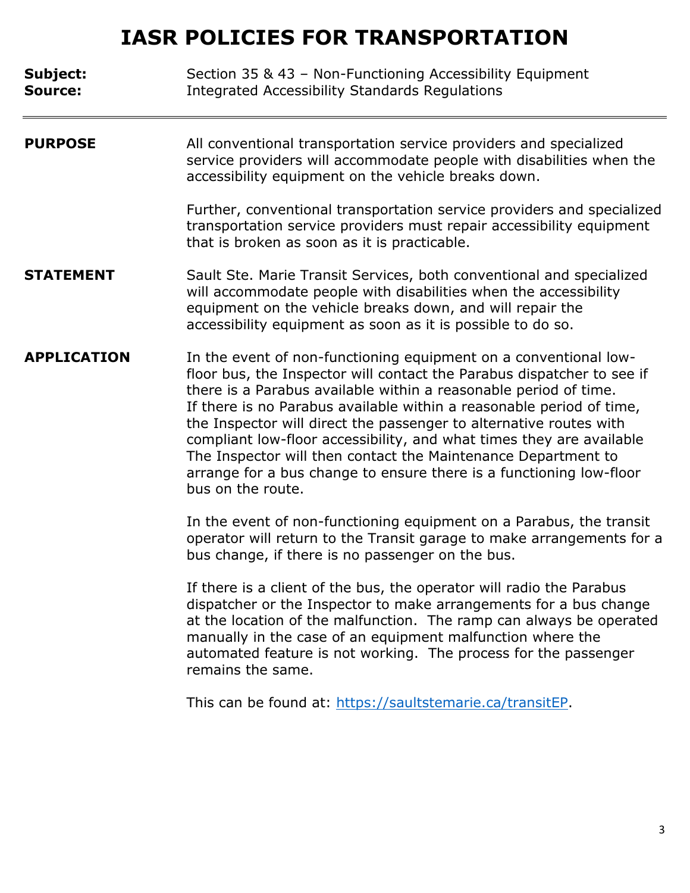# IASR POLICIES FOR TRANSPORTATION

**Subject:** Section 35 & 43 – Non-Functioning Accessibility Equipment
**Source:** Integrated Accessibility Standards Regulations

---

**PURPOSE**

All conventional transportation service providers and specialized service providers will accommodate people with disabilities when the accessibility equipment on the vehicle breaks down.

Further, conventional transportation service providers and specialized transportation service providers must repair accessibility equipment that is broken as soon as it is practicable.

**STATEMENT**

Sault Ste. Marie Transit Services, both conventional and specialized will accommodate people with disabilities when the accessibility equipment on the vehicle breaks down, and will repair the accessibility equipment as soon as it is possible to do so.

**APPLICATION**

In the event of non-functioning equipment on a conventional low-floor bus, the Inspector will contact the Parabus dispatcher to see if there is a Parabus available within a reasonable period of time. If there is no Parabus available within a reasonable period of time, the Inspector will direct the passenger to alternative routes with compliant low-floor accessibility, and what times they are available The Inspector will then contact the Maintenance Department to arrange for a bus change to ensure there is a functioning low-floor bus on the route.

In the event of non-functioning equipment on a Parabus, the transit operator will return to the Transit garage to make arrangements for a bus change, if there is no passenger on the bus.

If there is a client of the bus, the operator will radio the Parabus dispatcher or the Inspector to make arrangements for a bus change at the location of the malfunction. The ramp can always be operated manually in the case of an equipment malfunction where the automated feature is not working. The process for the passenger remains the same.

This can be found at: [https://saultstemarie.ca/transitEP](https://saultstemarie.ca/transitEP).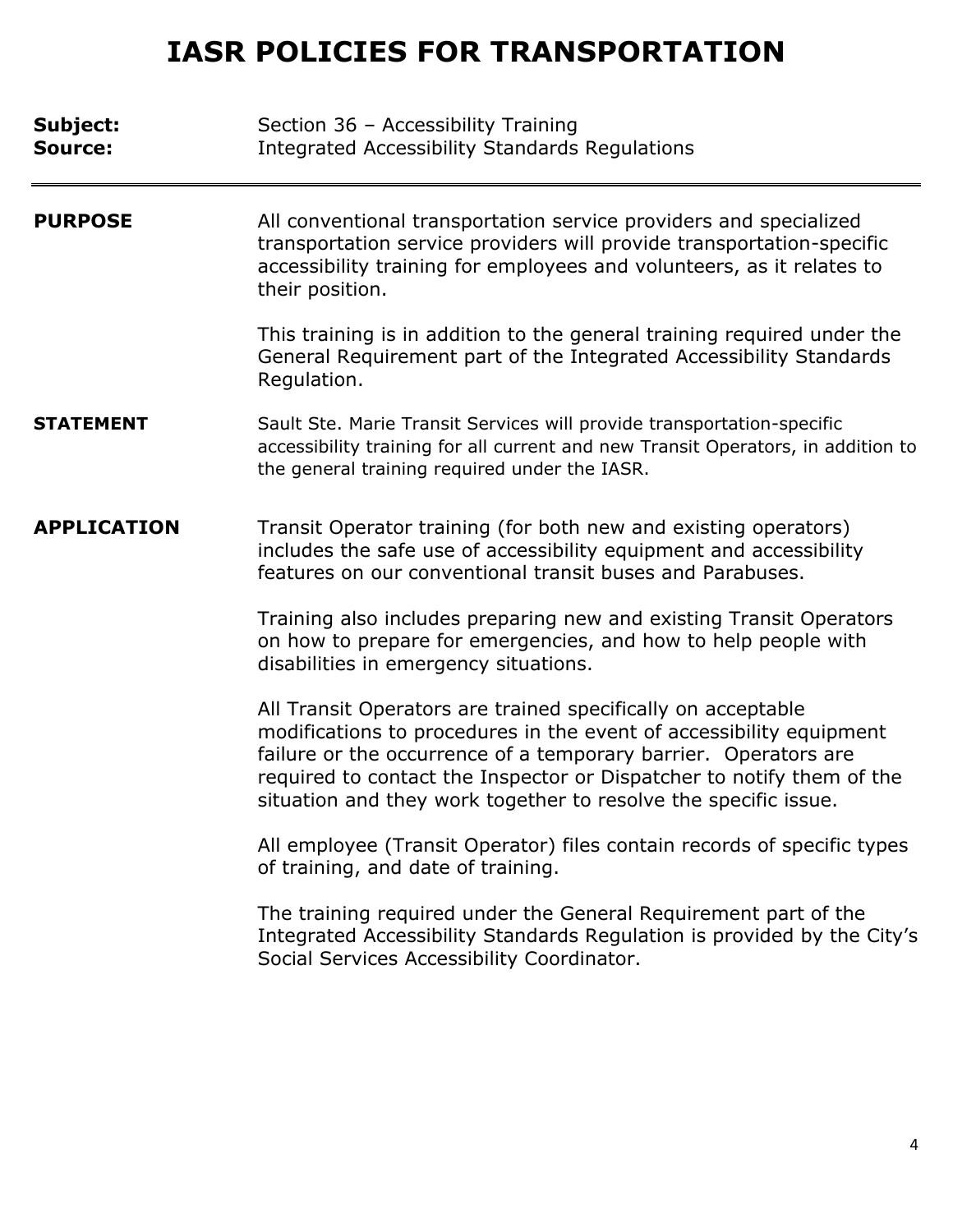# IASR POLICIES FOR TRANSPORTATION

**Subject:** Section 36 – Accessibility Training
**Source:** Integrated Accessibility Standards Regulations

---

**PURPOSE**

All conventional transportation service providers and specialized transportation service providers will provide transportation-specific accessibility training for employees and volunteers, as it relates to their position.

This training is in addition to the general training required under the General Requirement part of the Integrated Accessibility Standards Regulation.

**STATEMENT**

Sault Ste. Marie Transit Services will provide transportation-specific accessibility training for all current and new Transit Operators, in addition to the general training required under the IASR.

**APPLICATION**

Transit Operator training (for both new and existing operators) includes the safe use of accessibility equipment and accessibility features on our conventional transit buses and Parabuses.

Training also includes preparing new and existing Transit Operators on how to prepare for emergencies, and how to help people with disabilities in emergency situations.

All Transit Operators are trained specifically on acceptable modifications to procedures in the event of accessibility equipment failure or the occurrence of a temporary barrier. Operators are required to contact the Inspector or Dispatcher to notify them of the situation and they work together to resolve the specific issue.

All employee (Transit Operator) files contain records of specific types of training, and date of training.

The training required under the General Requirement part of the Integrated Accessibility Standards Regulation is provided by the City's Social Services Accessibility Coordinator.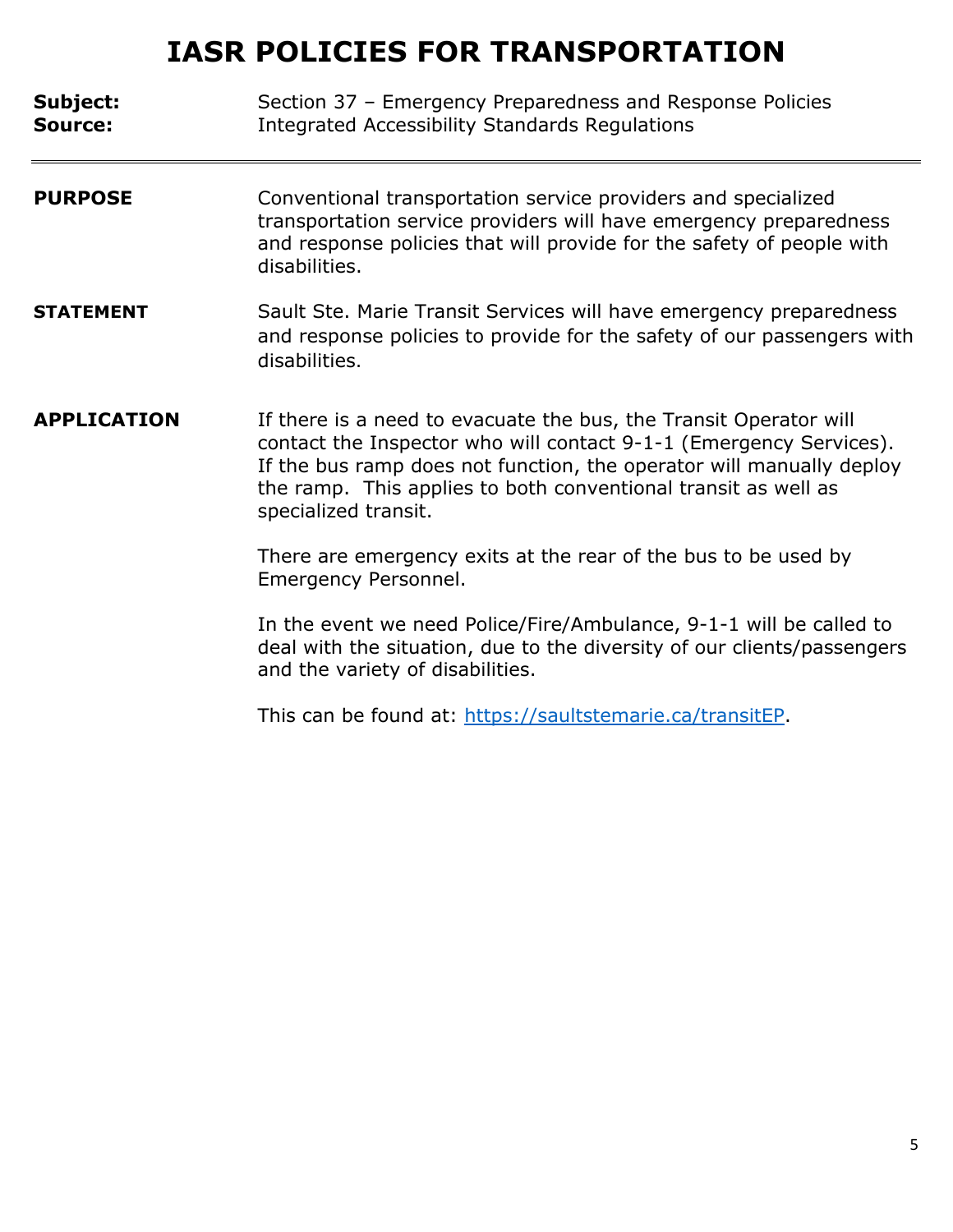# IASR POLICIES FOR TRANSPORTATION

**Subject:** Section 37 – Emergency Preparedness and Response Policies
**Source:** Integrated Accessibility Standards Regulations

---

**PURPOSE**

Conventional transportation service providers and specialized transportation service providers will have emergency preparedness and response policies that will provide for the safety of people with disabilities.

**STATEMENT**

Sault Ste. Marie Transit Services will have emergency preparedness and response policies to provide for the safety of our passengers with disabilities.

**APPLICATION**

If there is a need to evacuate the bus, the Transit Operator will contact the Inspector who will contact 9-1-1 (Emergency Services). If the bus ramp does not function, the operator will manually deploy the ramp. This applies to both conventional transit as well as specialized transit.

There are emergency exits at the rear of the bus to be used by Emergency Personnel.

In the event we need Police/Fire/Ambulance, 9-1-1 will be called to deal with the situation, due to the diversity of our clients/passengers and the variety of disabilities.

This can be found at: [https://saultstemarie.ca/transitEP](https://saultstemarie.ca/transitEP).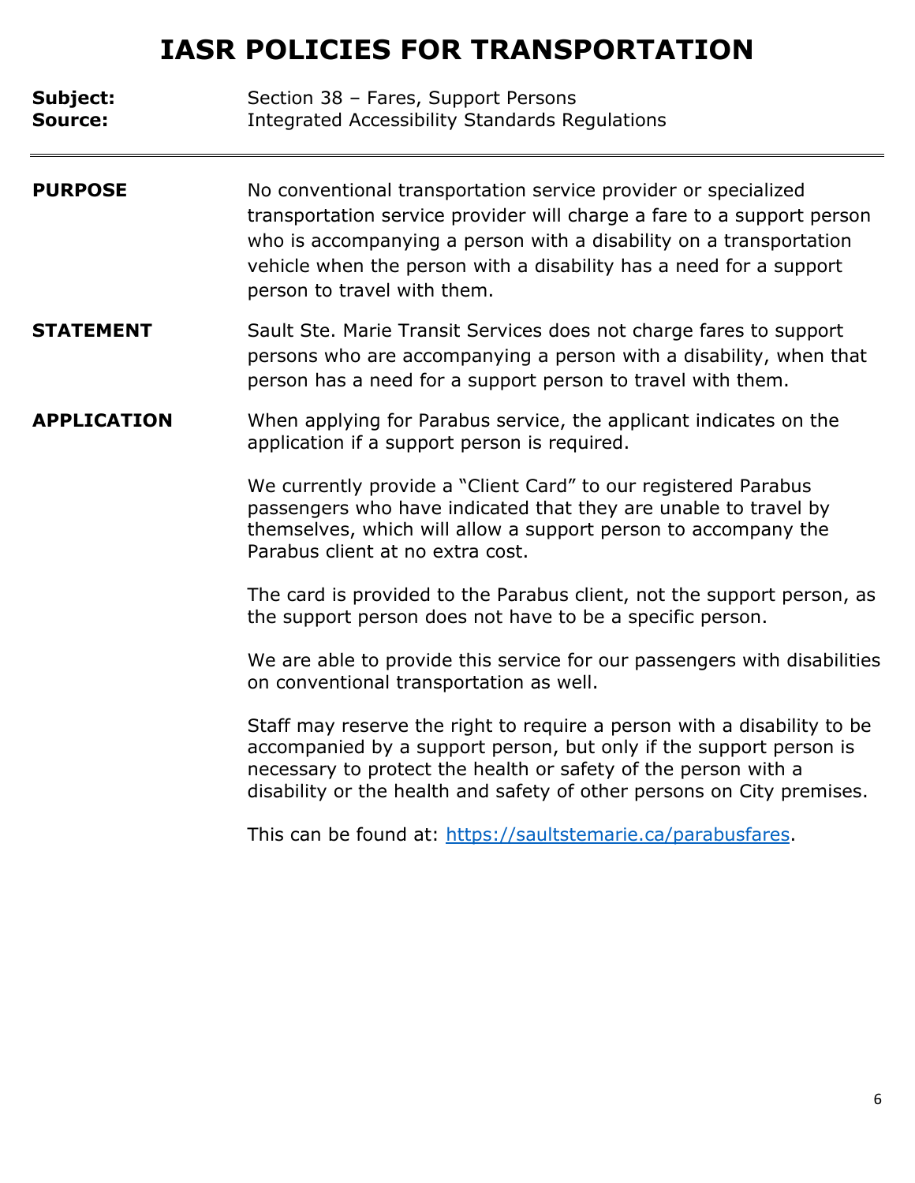# IASR POLICIES FOR TRANSPORTATION

**Subject:** Section 38 – Fares, Support Persons
**Source:** Integrated Accessibility Standards Regulations

---

**PURPOSE**

No conventional transportation service provider or specialized transportation service provider will charge a fare to a support person who is accompanying a person with a disability on a transportation vehicle when the person with a disability has a need for a support person to travel with them.

**STATEMENT**

Sault Ste. Marie Transit Services does not charge fares to support persons who are accompanying a person with a disability, when that person has a need for a support person to travel with them.

**APPLICATION**

When applying for Parabus service, the applicant indicates on the application if a support person is required.

We currently provide a "Client Card" to our registered Parabus passengers who have indicated that they are unable to travel by themselves, which will allow a support person to accompany the Parabus client at no extra cost.

The card is provided to the Parabus client, not the support person, as the support person does not have to be a specific person.

We are able to provide this service for our passengers with disabilities on conventional transportation as well.

Staff may reserve the right to require a person with a disability to be accompanied by a support person, but only if the support person is necessary to protect the health or safety of the person with a disability or the health and safety of other persons on City premises.

This can be found at: [https://saultstemarie.ca/parabusfares](https://saultstemarie.ca/parabusfares).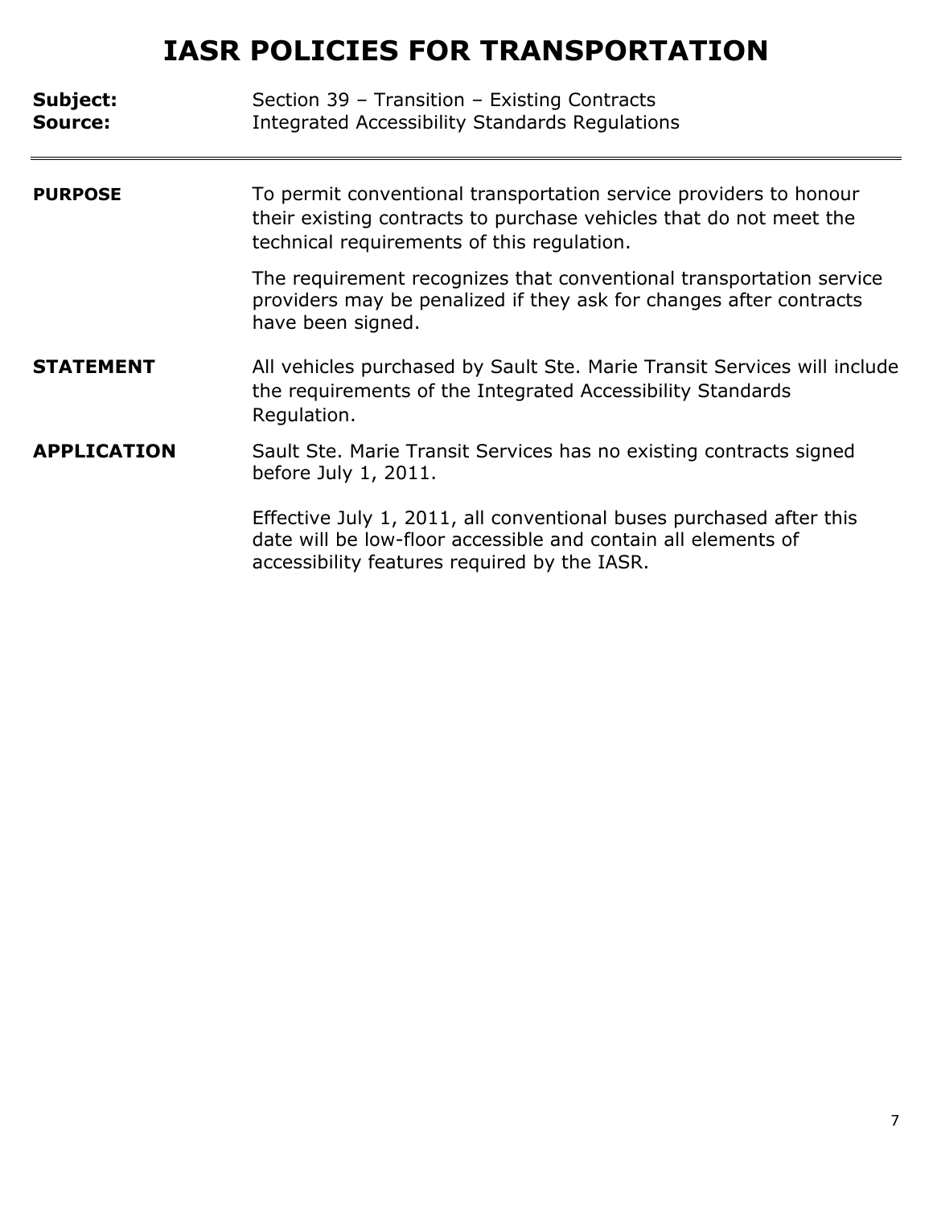# IASR POLICIES FOR TRANSPORTATION

**Subject:** Section 39 – Transition – Existing Contracts
**Source:** Integrated Accessibility Standards Regulations

---

**PURPOSE**

To permit conventional transportation service providers to honour their existing contracts to purchase vehicles that do not meet the technical requirements of this regulation.

The requirement recognizes that conventional transportation service providers may be penalized if they ask for changes after contracts have been signed.

**STATEMENT**

All vehicles purchased by Sault Ste. Marie Transit Services will include the requirements of the Integrated Accessibility Standards Regulation.

**APPLICATION**

Sault Ste. Marie Transit Services has no existing contracts signed before July 1, 2011.

Effective July 1, 2011, all conventional buses purchased after this date will be low-floor accessible and contain all elements of accessibility features required by the IASR.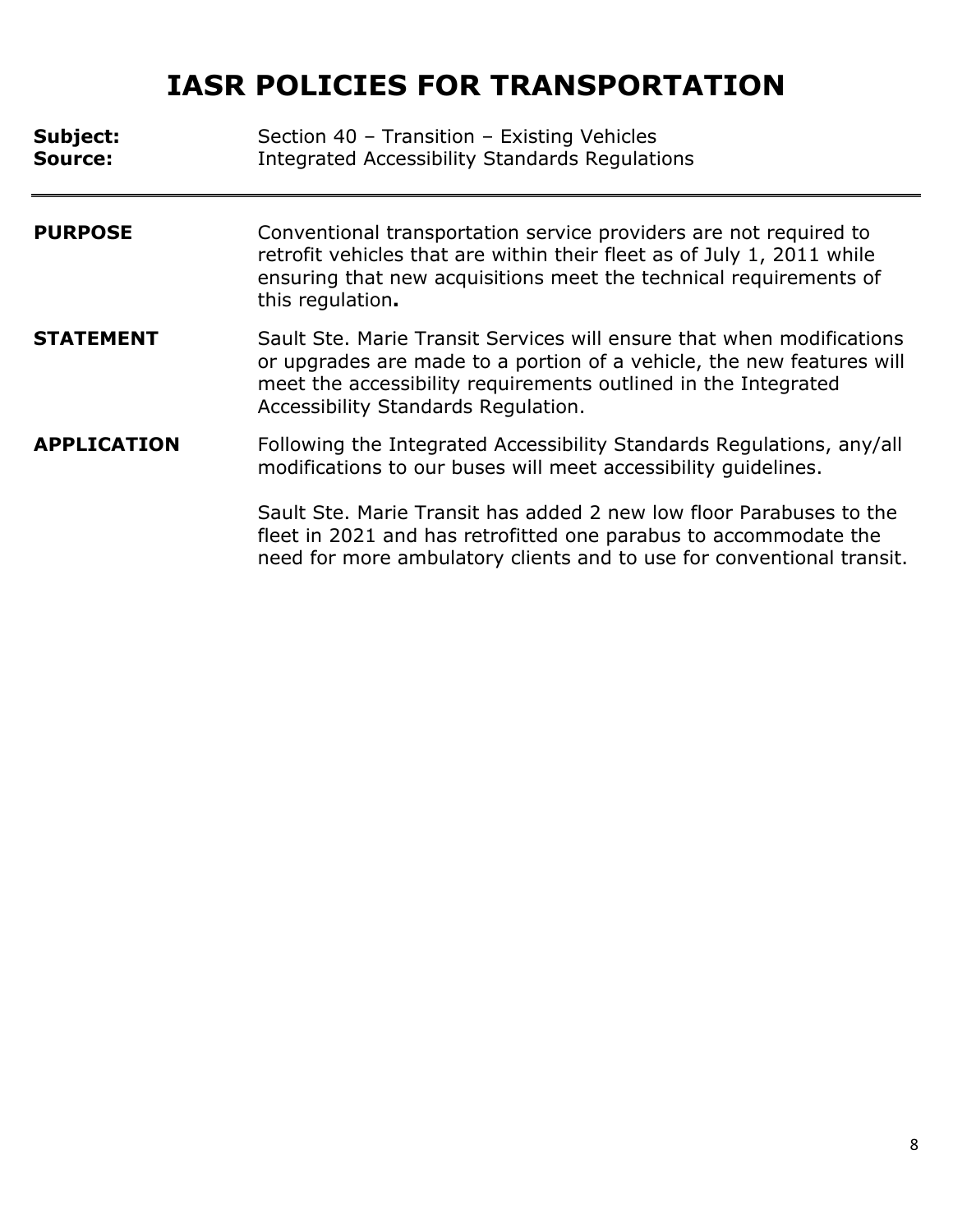# IASR POLICIES FOR TRANSPORTATION

**Subject:** Section 40 – Transition – Existing Vehicles
**Source:** Integrated Accessibility Standards Regulations

---

**PURPOSE**

Conventional transportation service providers are not required to retrofit vehicles that are within their fleet as of July 1, 2011 while ensuring that new acquisitions meet the technical requirements of this regulation**.**

**STATEMENT**

Sault Ste. Marie Transit Services will ensure that when modifications or upgrades are made to a portion of a vehicle, the new features will meet the accessibility requirements outlined in the Integrated Accessibility Standards Regulation.

**APPLICATION**

Following the Integrated Accessibility Standards Regulations, any/all modifications to our buses will meet accessibility guidelines.

Sault Ste. Marie Transit has added 2 new low floor Parabuses to the fleet in 2021 and has retrofitted one parabus to accommodate the need for more ambulatory clients and to use for conventional transit.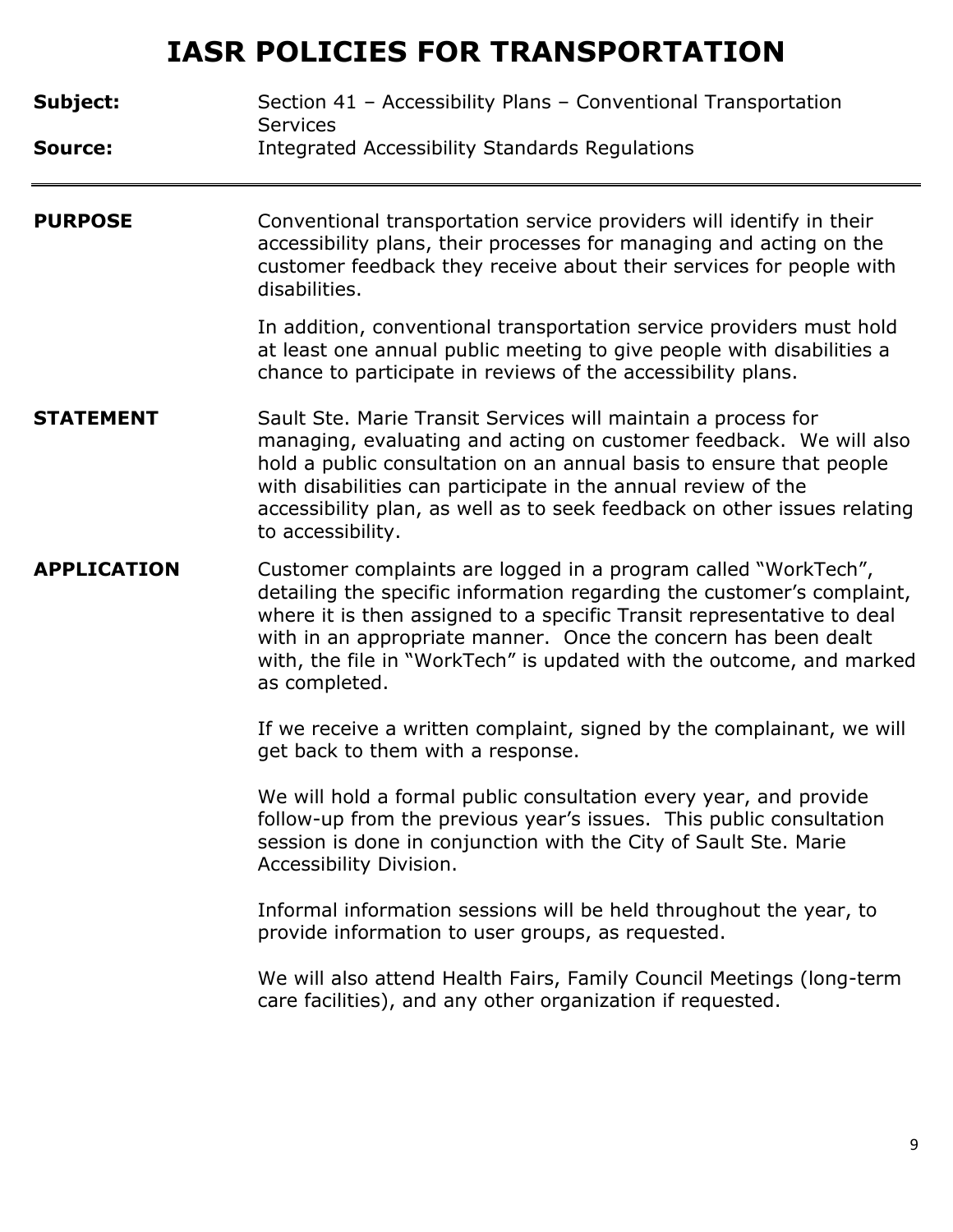# IASR POLICIES FOR TRANSPORTATION

**Subject:** Section 41 – Accessibility Plans – Conventional Transportation Services

**Source:** Integrated Accessibility Standards Regulations

---

**PURPOSE**

Conventional transportation service providers will identify in their accessibility plans, their processes for managing and acting on the customer feedback they receive about their services for people with disabilities.

In addition, conventional transportation service providers must hold at least one annual public meeting to give people with disabilities a chance to participate in reviews of the accessibility plans.

**STATEMENT**

Sault Ste. Marie Transit Services will maintain a process for managing, evaluating and acting on customer feedback. We will also hold a public consultation on an annual basis to ensure that people with disabilities can participate in the annual review of the accessibility plan, as well as to seek feedback on other issues relating to accessibility.

**APPLICATION**

Customer complaints are logged in a program called "WorkTech", detailing the specific information regarding the customer's complaint, where it is then assigned to a specific Transit representative to deal with in an appropriate manner. Once the concern has been dealt with, the file in "WorkTech" is updated with the outcome, and marked as completed.

If we receive a written complaint, signed by the complainant, we will get back to them with a response.

We will hold a formal public consultation every year, and provide follow-up from the previous year's issues. This public consultation session is done in conjunction with the City of Sault Ste. Marie Accessibility Division.

Informal information sessions will be held throughout the year, to provide information to user groups, as requested.

We will also attend Health Fairs, Family Council Meetings (long-term care facilities), and any other organization if requested.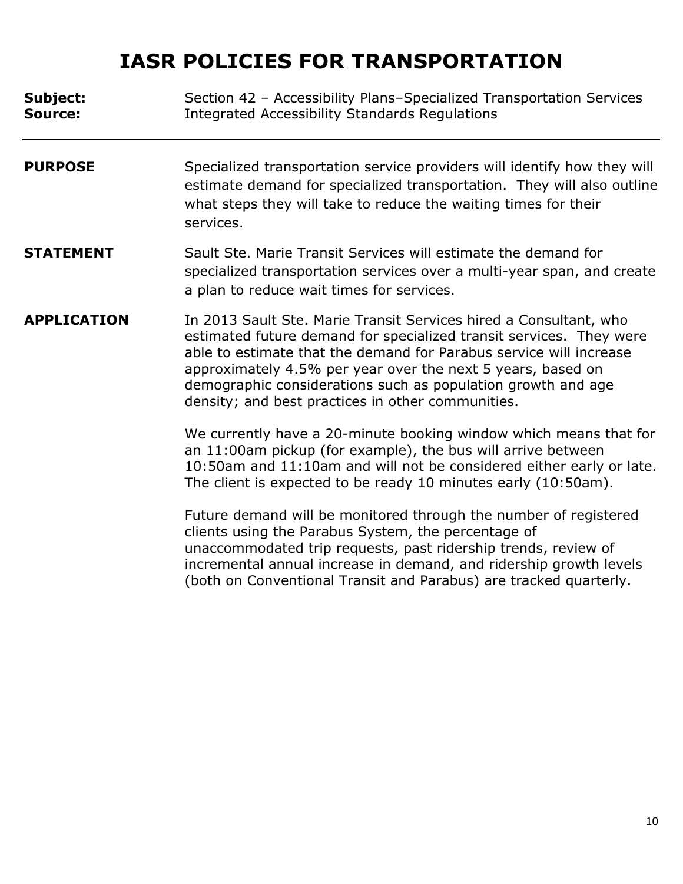# IASR POLICIES FOR TRANSPORTATION

**Subject:** Section 42 – Accessibility Plans–Specialized Transportation Services
**Source:** Integrated Accessibility Standards Regulations

---

**PURPOSE**

Specialized transportation service providers will identify how they will estimate demand for specialized transportation. They will also outline what steps they will take to reduce the waiting times for their services.

**STATEMENT**

Sault Ste. Marie Transit Services will estimate the demand for specialized transportation services over a multi-year span, and create a plan to reduce wait times for services.

**APPLICATION**

In 2013 Sault Ste. Marie Transit Services hired a Consultant, who estimated future demand for specialized transit services. They were able to estimate that the demand for Parabus service will increase approximately 4.5% per year over the next 5 years, based on demographic considerations such as population growth and age density; and best practices in other communities.

We currently have a 20-minute booking window which means that for an 11:00am pickup (for example), the bus will arrive between 10:50am and 11:10am and will not be considered either early or late. The client is expected to be ready 10 minutes early (10:50am).

Future demand will be monitored through the number of registered clients using the Parabus System, the percentage of unaccommodated trip requests, past ridership trends, review of incremental annual increase in demand, and ridership growth levels (both on Conventional Transit and Parabus) are tracked quarterly.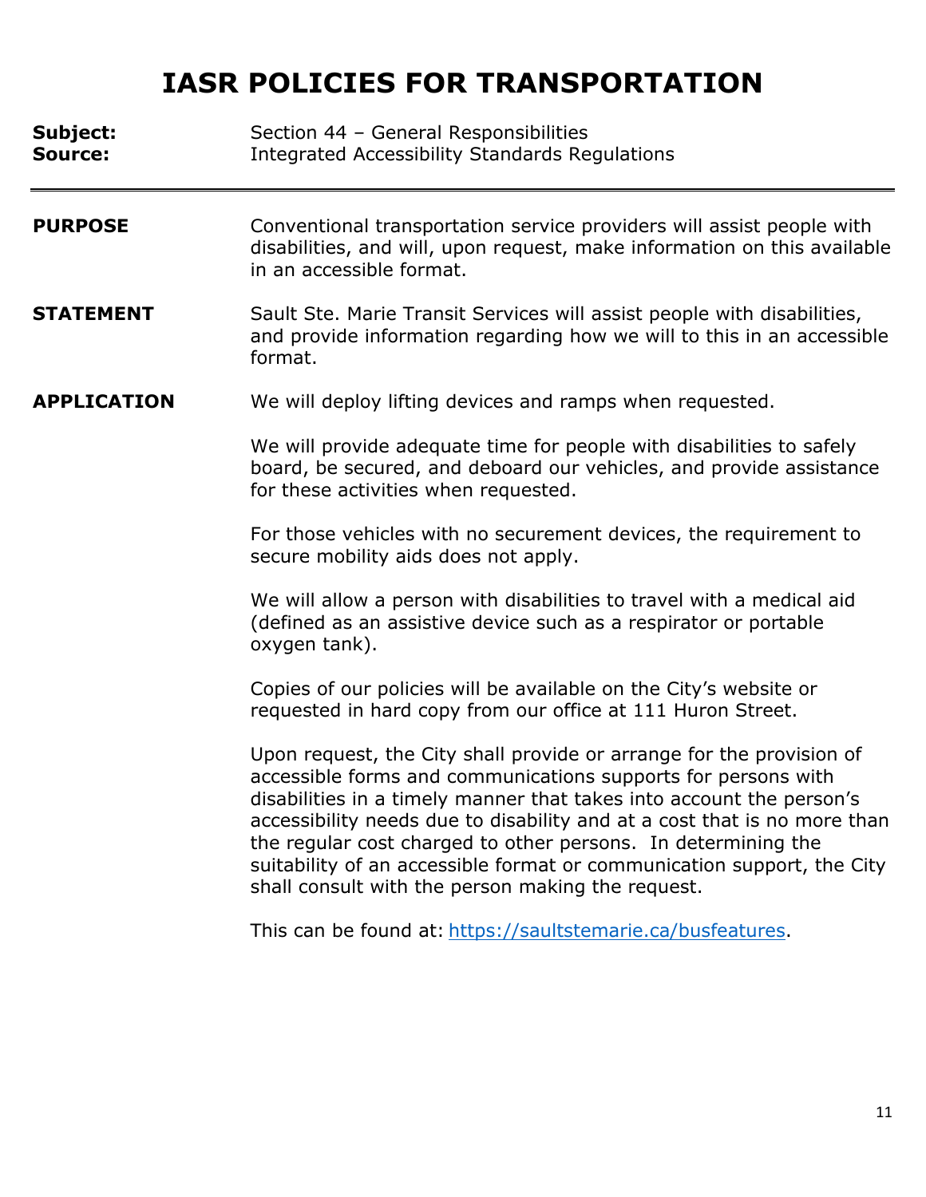# IASR POLICIES FOR TRANSPORTATION

**Subject:** Section 44 – General Responsibilities
**Source:** Integrated Accessibility Standards Regulations

---

**PURPOSE**

Conventional transportation service providers will assist people with disabilities, and will, upon request, make information on this available in an accessible format.

**STATEMENT**

Sault Ste. Marie Transit Services will assist people with disabilities, and provide information regarding how we will to this in an accessible format.

**APPLICATION**

We will deploy lifting devices and ramps when requested.

We will provide adequate time for people with disabilities to safely board, be secured, and deboard our vehicles, and provide assistance for these activities when requested.

For those vehicles with no securement devices, the requirement to secure mobility aids does not apply.

We will allow a person with disabilities to travel with a medical aid (defined as an assistive device such as a respirator or portable oxygen tank).

Copies of our policies will be available on the City's website or requested in hard copy from our office at 111 Huron Street.

Upon request, the City shall provide or arrange for the provision of accessible forms and communications supports for persons with disabilities in a timely manner that takes into account the person's accessibility needs due to disability and at a cost that is no more than the regular cost charged to other persons. In determining the suitability of an accessible format or communication support, the City shall consult with the person making the request.

This can be found at: [https://saultstemarie.ca/busfeatures](https://saultstemarie.ca/busfeatures).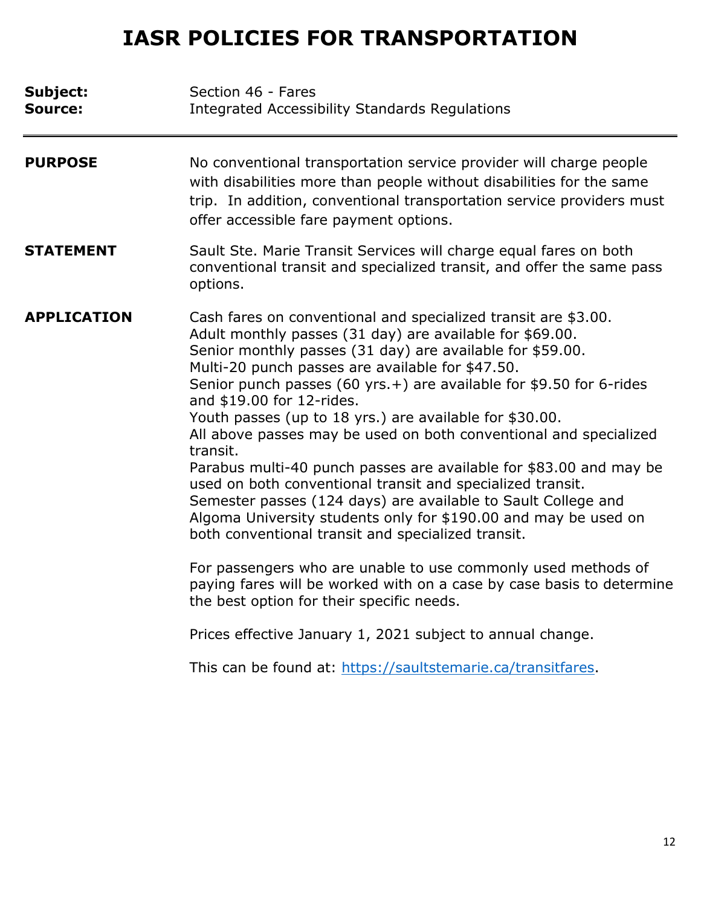# IASR POLICIES FOR TRANSPORTATION

**Subject:** Section 46 - Fares
**Source:** Integrated Accessibility Standards Regulations

---

**PURPOSE**

No conventional transportation service provider will charge people with disabilities more than people without disabilities for the same trip. In addition, conventional transportation service providers must offer accessible fare payment options.

**STATEMENT**

Sault Ste. Marie Transit Services will charge equal fares on both conventional transit and specialized transit, and offer the same pass options.

**APPLICATION**

Cash fares on conventional and specialized transit are $3.00.
Adult monthly passes (31 day) are available for $69.00.
Senior monthly passes (31 day) are available for $59.00.
Multi-20 punch passes are available for $47.50.
Senior punch passes (60 yrs.+) are available for $9.50 for 6-rides and $19.00 for 12-rides.
Youth passes (up to 18 yrs.) are available for $30.00.
All above passes may be used on both conventional and specialized transit.
Parabus multi-40 punch passes are available for $83.00 and may be used on both conventional transit and specialized transit.
Semester passes (124 days) are available to Sault College and Algoma University students only for $190.00 and may be used on both conventional transit and specialized transit.

For passengers who are unable to use commonly used methods of paying fares will be worked with on a case by case basis to determine the best option for their specific needs.

Prices effective January 1, 2021 subject to annual change.

This can be found at: https://saultstemarie.ca/transitfares.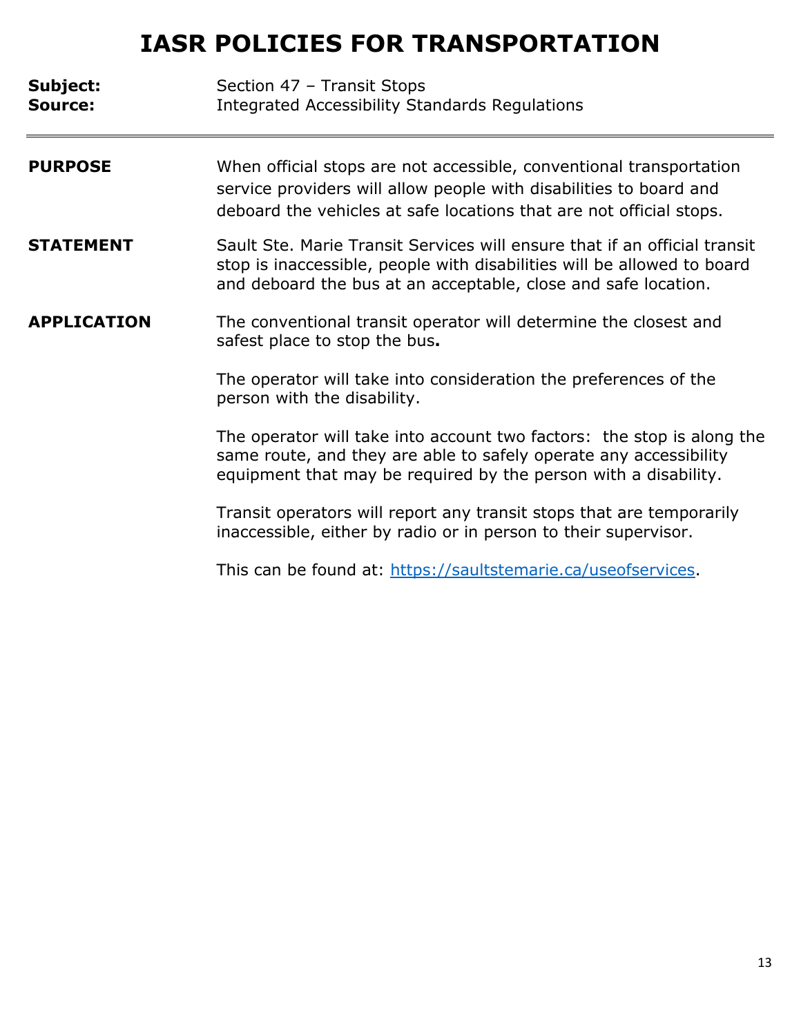# IASR POLICIES FOR TRANSPORTATION

**Subject:** Section 47 – Transit Stops
**Source:** Integrated Accessibility Standards Regulations

---

**PURPOSE**

When official stops are not accessible, conventional transportation service providers will allow people with disabilities to board and deboard the vehicles at safe locations that are not official stops.

**STATEMENT**

Sault Ste. Marie Transit Services will ensure that if an official transit stop is inaccessible, people with disabilities will be allowed to board and deboard the bus at an acceptable, close and safe location.

**APPLICATION**

The conventional transit operator will determine the closest and safest place to stop the bus**.**

The operator will take into consideration the preferences of the person with the disability.

The operator will take into account two factors: the stop is along the same route, and they are able to safely operate any accessibility equipment that may be required by the person with a disability.

Transit operators will report any transit stops that are temporarily inaccessible, either by radio or in person to their supervisor.

This can be found at: [https://saultstemarie.ca/useofservices](https://saultstemarie.ca/useofservices).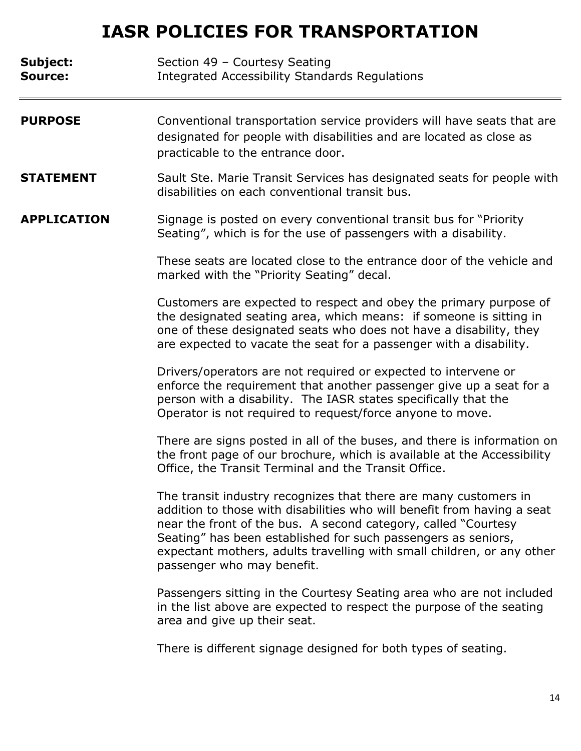# IASR POLICIES FOR TRANSPORTATION

**Subject:** Section 49 – Courtesy Seating
**Source:** Integrated Accessibility Standards Regulations

---

**PURPOSE**

Conventional transportation service providers will have seats that are designated for people with disabilities and are located as close as practicable to the entrance door.

**STATEMENT**

Sault Ste. Marie Transit Services has designated seats for people with disabilities on each conventional transit bus.

**APPLICATION**

Signage is posted on every conventional transit bus for "Priority Seating", which is for the use of passengers with a disability.

These seats are located close to the entrance door of the vehicle and marked with the "Priority Seating" decal.

Customers are expected to respect and obey the primary purpose of the designated seating area, which means: if someone is sitting in one of these designated seats who does not have a disability, they are expected to vacate the seat for a passenger with a disability.

Drivers/operators are not required or expected to intervene or enforce the requirement that another passenger give up a seat for a person with a disability. The IASR states specifically that the Operator is not required to request/force anyone to move.

There are signs posted in all of the buses, and there is information on the front page of our brochure, which is available at the Accessibility Office, the Transit Terminal and the Transit Office.

The transit industry recognizes that there are many customers in addition to those with disabilities who will benefit from having a seat near the front of the bus. A second category, called "Courtesy Seating" has been established for such passengers as seniors, expectant mothers, adults travelling with small children, or any other passenger who may benefit.

Passengers sitting in the Courtesy Seating area who are not included in the list above are expected to respect the purpose of the seating area and give up their seat.

There is different signage designed for both types of seating.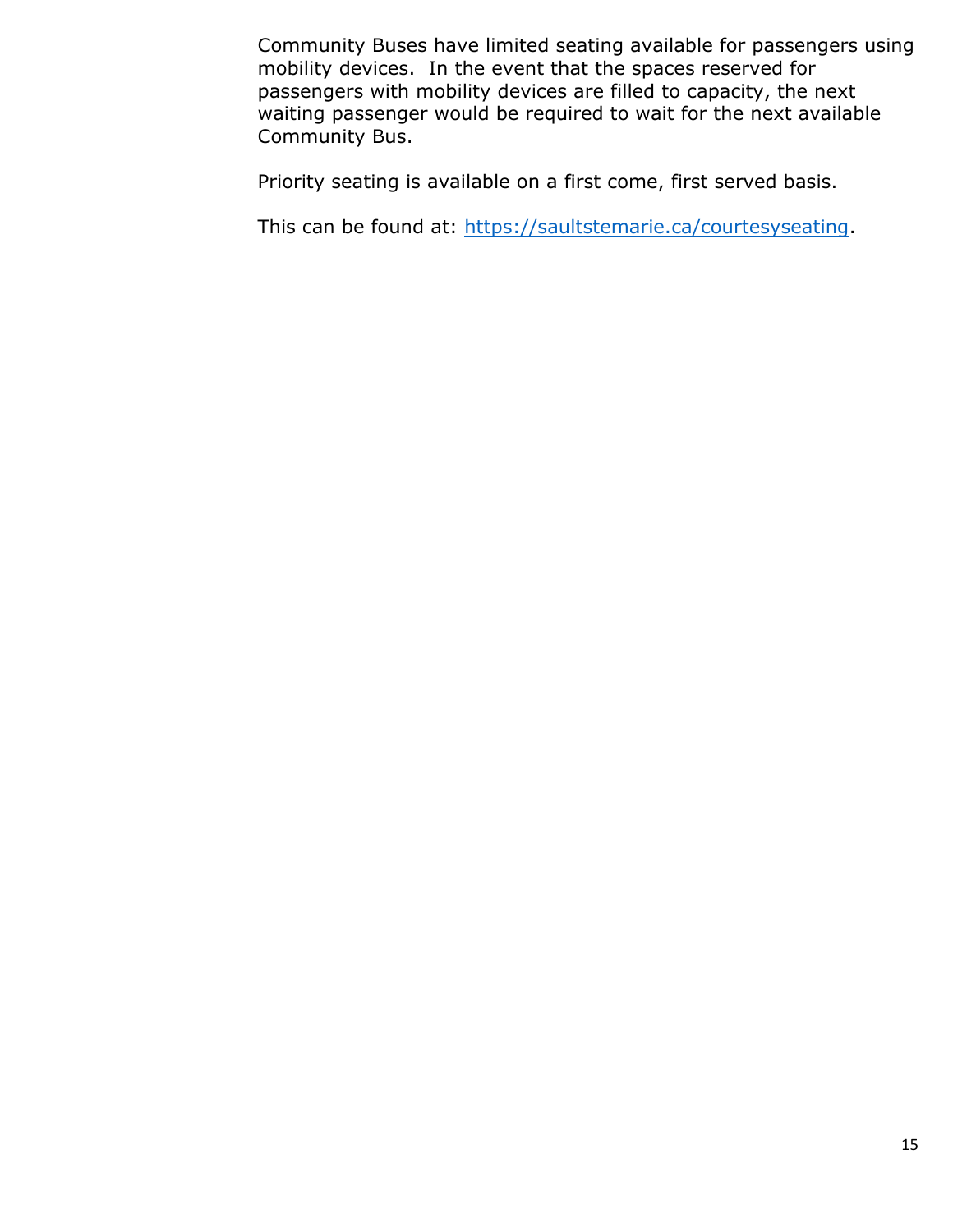Community Buses have limited seating available for passengers using mobility devices.  In the event that the spaces reserved for passengers with mobility devices are filled to capacity, the next waiting passenger would be required to wait for the next available Community Bus.

Priority seating is available on a first come, first served basis.

This can be found at: [https://saultstemarie.ca/courtesyseating](https://saultstemarie.ca/courtesyseating).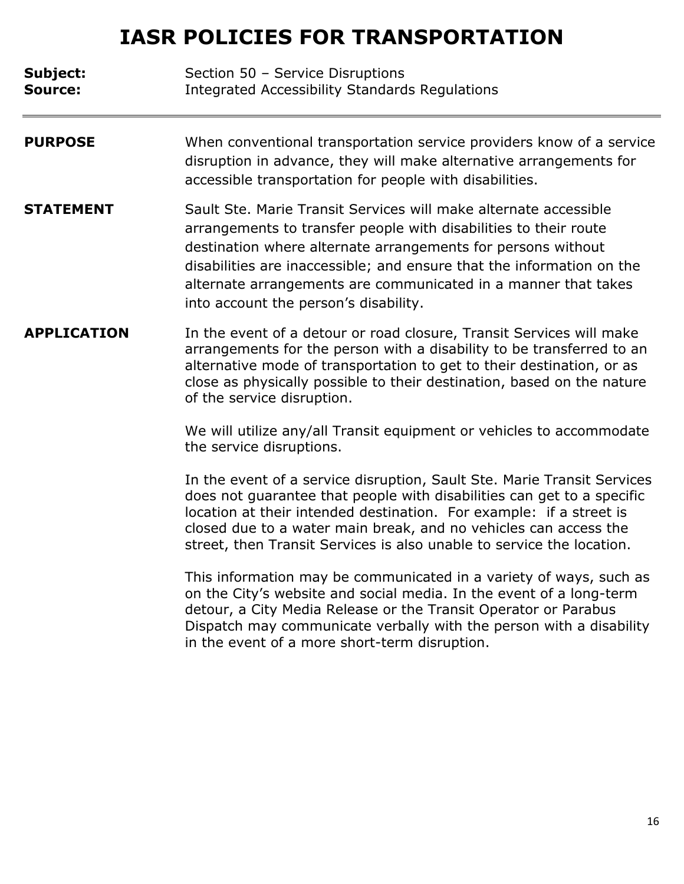# IASR POLICIES FOR TRANSPORTATION

**Subject:** Section 50 – Service Disruptions
**Source:** Integrated Accessibility Standards Regulations

---

**PURPOSE**

When conventional transportation service providers know of a service disruption in advance, they will make alternative arrangements for accessible transportation for people with disabilities.

**STATEMENT**

Sault Ste. Marie Transit Services will make alternate accessible arrangements to transfer people with disabilities to their route destination where alternate arrangements for persons without disabilities are inaccessible; and ensure that the information on the alternate arrangements are communicated in a manner that takes into account the person's disability.

**APPLICATION**

In the event of a detour or road closure, Transit Services will make arrangements for the person with a disability to be transferred to an alternative mode of transportation to get to their destination, or as close as physically possible to their destination, based on the nature of the service disruption.

We will utilize any/all Transit equipment or vehicles to accommodate the service disruptions.

In the event of a service disruption, Sault Ste. Marie Transit Services does not guarantee that people with disabilities can get to a specific location at their intended destination. For example: if a street is closed due to a water main break, and no vehicles can access the street, then Transit Services is also unable to service the location.

This information may be communicated in a variety of ways, such as on the City's website and social media. In the event of a long-term detour, a City Media Release or the Transit Operator or Parabus Dispatch may communicate verbally with the person with a disability in the event of a more short-term disruption.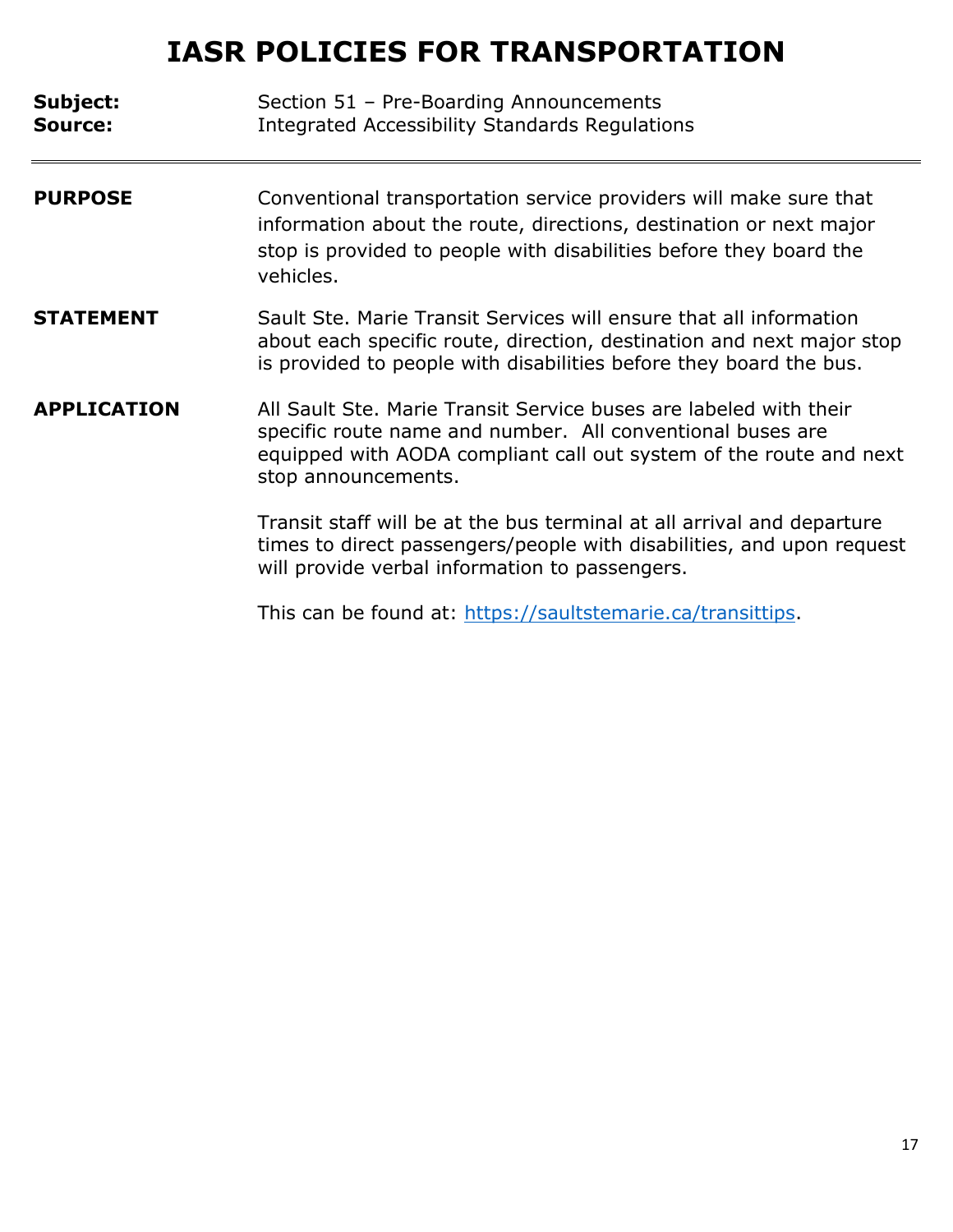# IASR POLICIES FOR TRANSPORTATION

**Subject:** Section 51 – Pre-Boarding Announcements
**Source:** Integrated Accessibility Standards Regulations

---

**PURPOSE**

Conventional transportation service providers will make sure that information about the route, directions, destination or next major stop is provided to people with disabilities before they board the vehicles.

**STATEMENT**

Sault Ste. Marie Transit Services will ensure that all information about each specific route, direction, destination and next major stop is provided to people with disabilities before they board the bus.

**APPLICATION**

All Sault Ste. Marie Transit Service buses are labeled with their specific route name and number. All conventional buses are equipped with AODA compliant call out system of the route and next stop announcements.

Transit staff will be at the bus terminal at all arrival and departure times to direct passengers/people with disabilities, and upon request will provide verbal information to passengers.

This can be found at: [https://saultstemarie.ca/transittips](https://saultstemarie.ca/transittips).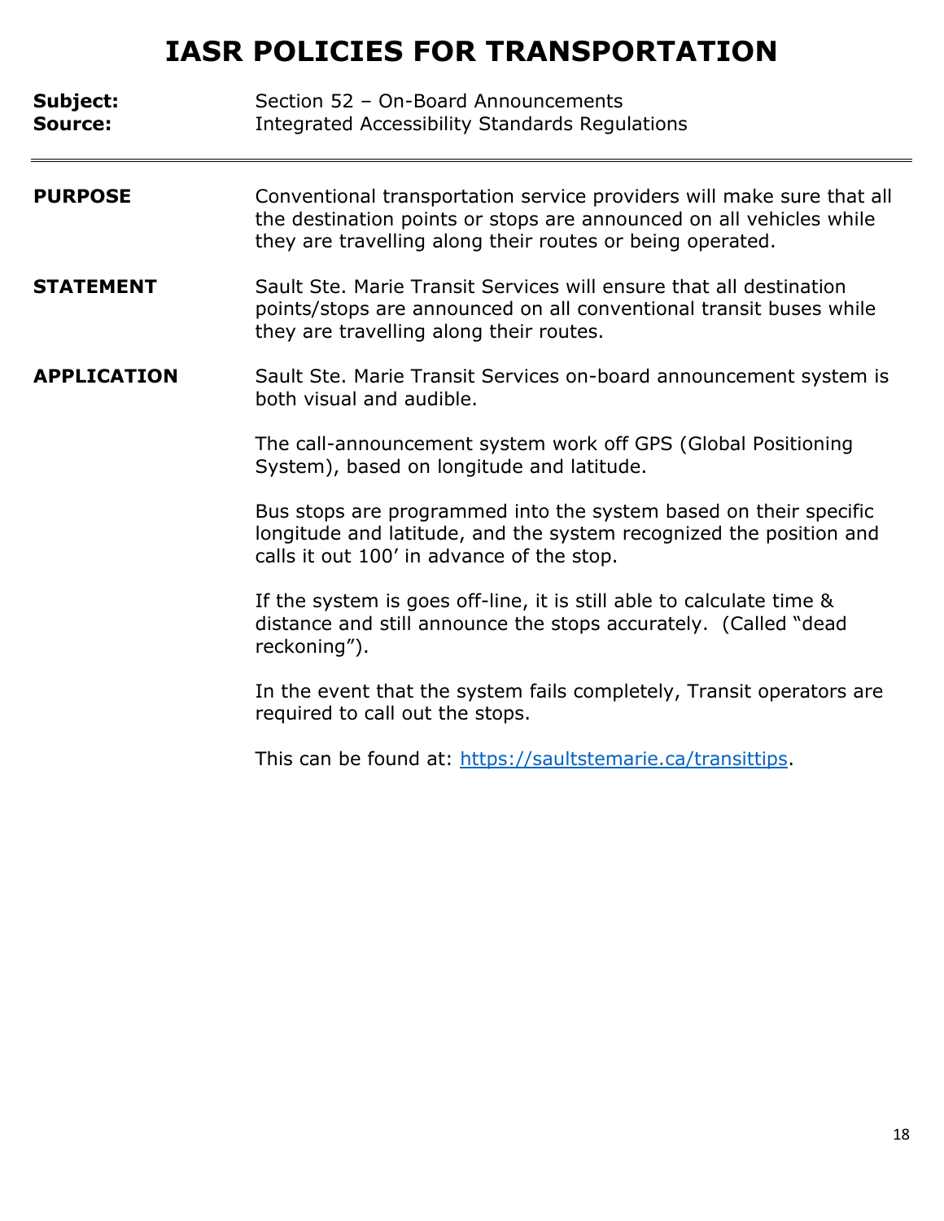# IASR POLICIES FOR TRANSPORTATION

**Subject:** Section 52 – On-Board Announcements
**Source:** Integrated Accessibility Standards Regulations

---

**PURPOSE**

Conventional transportation service providers will make sure that all the destination points or stops are announced on all vehicles while they are travelling along their routes or being operated.

**STATEMENT**

Sault Ste. Marie Transit Services will ensure that all destination points/stops are announced on all conventional transit buses while they are travelling along their routes.

**APPLICATION**

Sault Ste. Marie Transit Services on-board announcement system is both visual and audible.

The call-announcement system work off GPS (Global Positioning System), based on longitude and latitude.

Bus stops are programmed into the system based on their specific longitude and latitude, and the system recognized the position and calls it out 100' in advance of the stop.

If the system is goes off-line, it is still able to calculate time & distance and still announce the stops accurately. (Called "dead reckoning").

In the event that the system fails completely, Transit operators are required to call out the stops.

This can be found at: [https://saultstemarie.ca/transittips](https://saultstemarie.ca/transittips).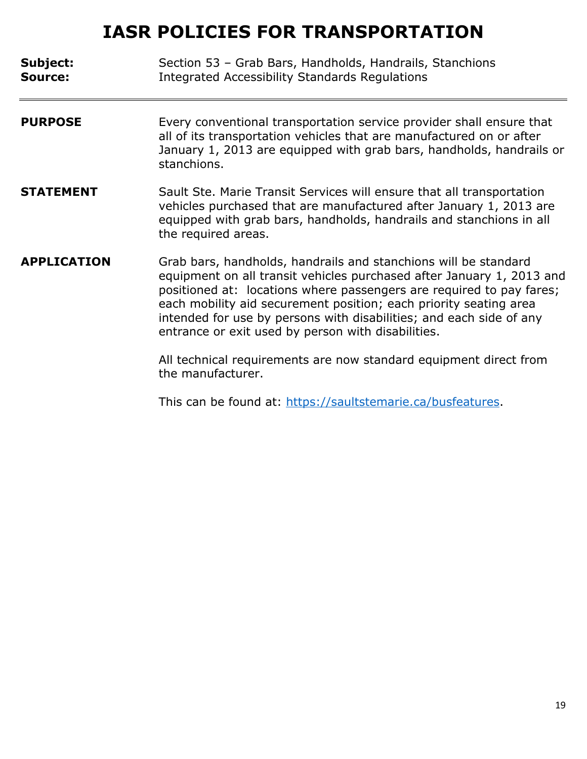# IASR POLICIES FOR TRANSPORTATION

**Subject:** Section 53 – Grab Bars, Handholds, Handrails, Stanchions
**Source:** Integrated Accessibility Standards Regulations

---

**PURPOSE**

Every conventional transportation service provider shall ensure that all of its transportation vehicles that are manufactured on or after January 1, 2013 are equipped with grab bars, handholds, handrails or stanchions.

**STATEMENT**

Sault Ste. Marie Transit Services will ensure that all transportation vehicles purchased that are manufactured after January 1, 2013 are equipped with grab bars, handholds, handrails and stanchions in all the required areas.

**APPLICATION**

Grab bars, handholds, handrails and stanchions will be standard equipment on all transit vehicles purchased after January 1, 2013 and positioned at: locations where passengers are required to pay fares; each mobility aid securement position; each priority seating area intended for use by persons with disabilities; and each side of any entrance or exit used by person with disabilities.

All technical requirements are now standard equipment direct from the manufacturer.

This can be found at: [https://saultstemarie.ca/busfeatures](https://saultstemarie.ca/busfeatures).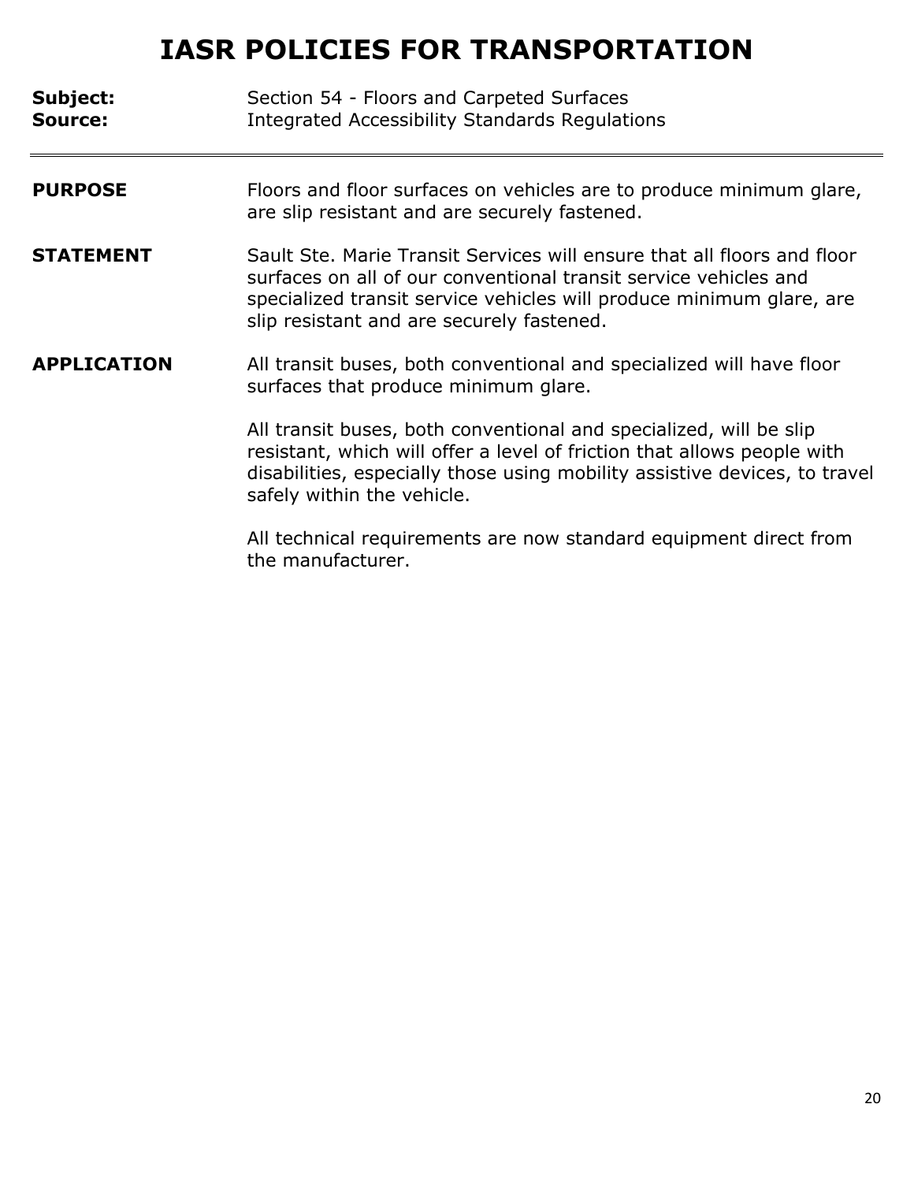# IASR POLICIES FOR TRANSPORTATION

**Subject:** Section 54 - Floors and Carpeted Surfaces
**Source:** Integrated Accessibility Standards Regulations

---

**PURPOSE**

Floors and floor surfaces on vehicles are to produce minimum glare, are slip resistant and are securely fastened.

**STATEMENT**

Sault Ste. Marie Transit Services will ensure that all floors and floor surfaces on all of our conventional transit service vehicles and specialized transit service vehicles will produce minimum glare, are slip resistant and are securely fastened.

**APPLICATION**

All transit buses, both conventional and specialized will have floor surfaces that produce minimum glare.

All transit buses, both conventional and specialized, will be slip resistant, which will offer a level of friction that allows people with disabilities, especially those using mobility assistive devices, to travel safely within the vehicle.

All technical requirements are now standard equipment direct from the manufacturer.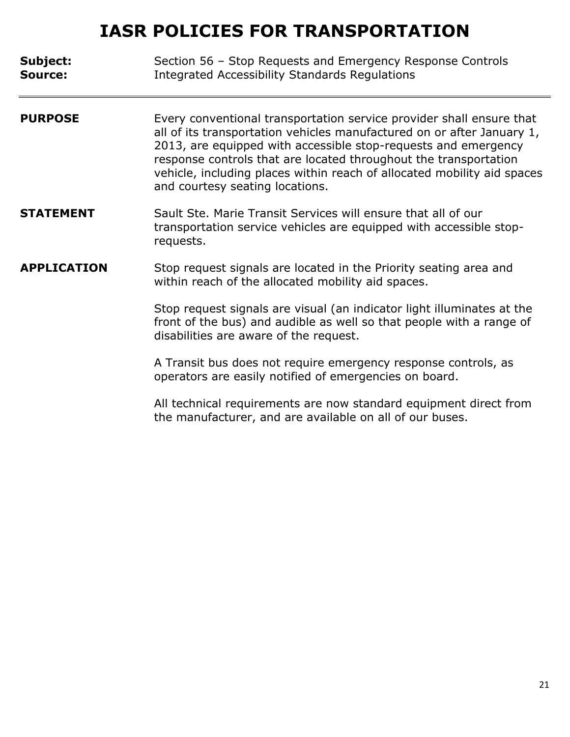# IASR POLICIES FOR TRANSPORTATION

**Subject:** Section 56 – Stop Requests and Emergency Response Controls
**Source:** Integrated Accessibility Standards Regulations

---

**PURPOSE**

Every conventional transportation service provider shall ensure that all of its transportation vehicles manufactured on or after January 1, 2013, are equipped with accessible stop-requests and emergency response controls that are located throughout the transportation vehicle, including places within reach of allocated mobility aid spaces and courtesy seating locations.

**STATEMENT**

Sault Ste. Marie Transit Services will ensure that all of our transportation service vehicles are equipped with accessible stop-requests.

**APPLICATION**

Stop request signals are located in the Priority seating area and within reach of the allocated mobility aid spaces.

Stop request signals are visual (an indicator light illuminates at the front of the bus) and audible as well so that people with a range of disabilities are aware of the request.

A Transit bus does not require emergency response controls, as operators are easily notified of emergencies on board.

All technical requirements are now standard equipment direct from the manufacturer, and are available on all of our buses.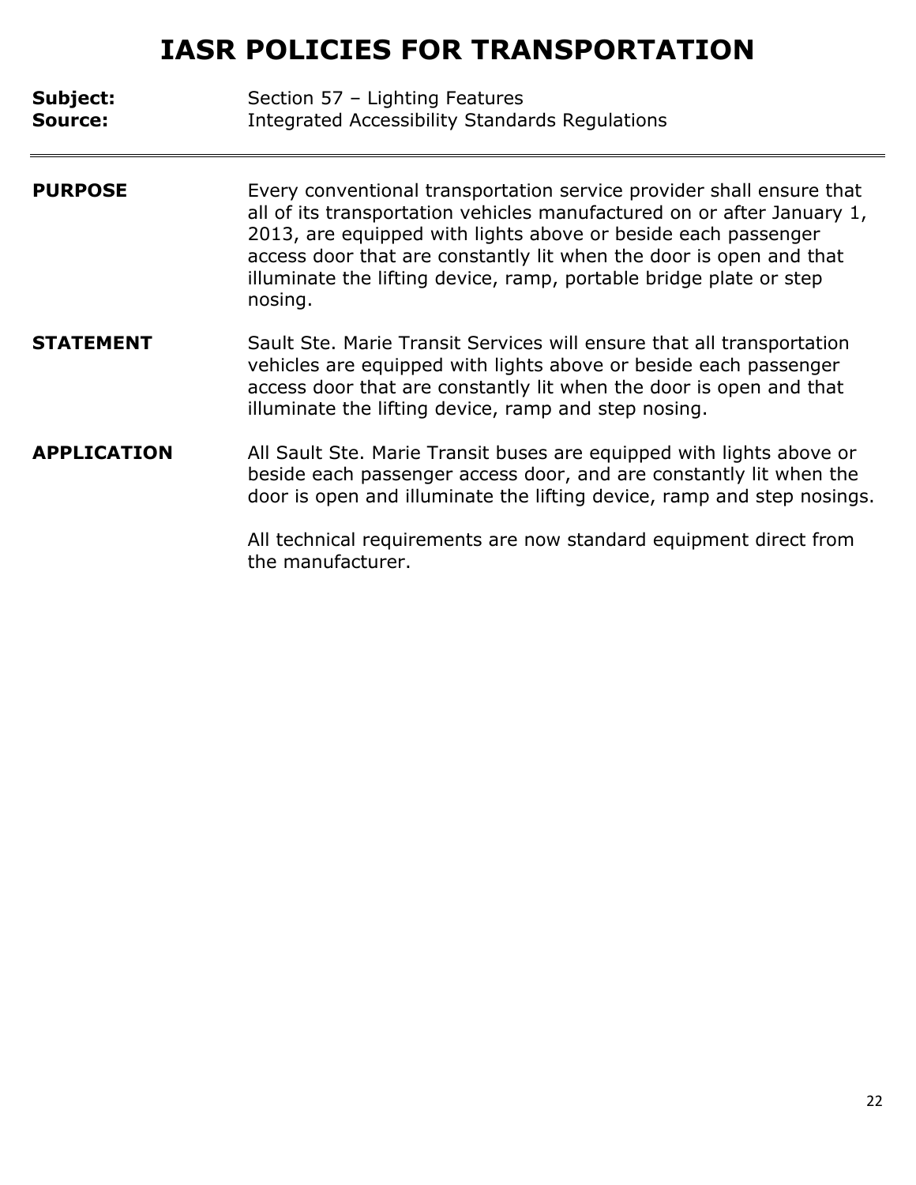# IASR POLICIES FOR TRANSPORTATION

**Subject:** Section 57 – Lighting Features
**Source:** Integrated Accessibility Standards Regulations

---

**PURPOSE**

Every conventional transportation service provider shall ensure that all of its transportation vehicles manufactured on or after January 1, 2013, are equipped with lights above or beside each passenger access door that are constantly lit when the door is open and that illuminate the lifting device, ramp, portable bridge plate or step nosing.

**STATEMENT**

Sault Ste. Marie Transit Services will ensure that all transportation vehicles are equipped with lights above or beside each passenger access door that are constantly lit when the door is open and that illuminate the lifting device, ramp and step nosing.

**APPLICATION**

All Sault Ste. Marie Transit buses are equipped with lights above or beside each passenger access door, and are constantly lit when the door is open and illuminate the lifting device, ramp and step nosings.

All technical requirements are now standard equipment direct from the manufacturer.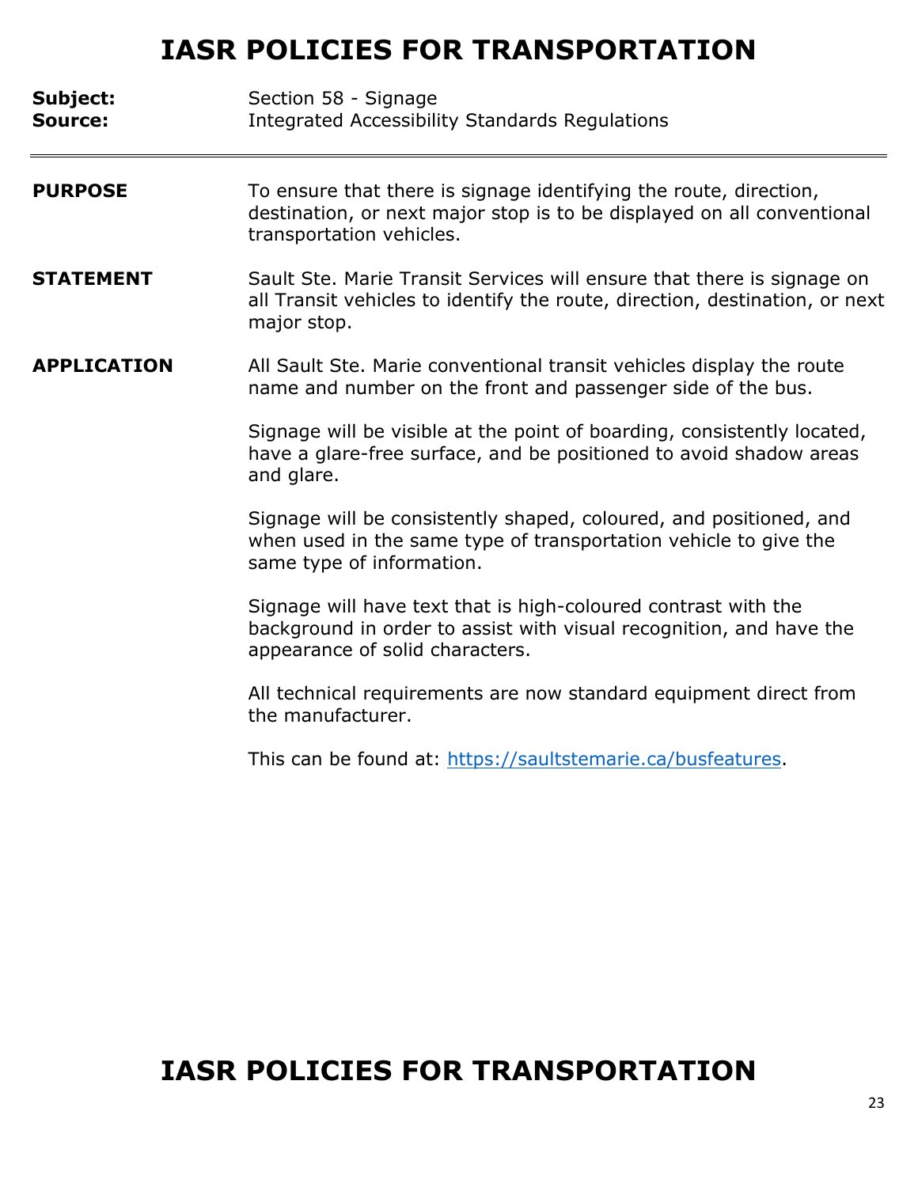# IASR POLICIES FOR TRANSPORTATION

**Subject:** Section 58 - Signage
**Source:** Integrated Accessibility Standards Regulations

---

**PURPOSE**

To ensure that there is signage identifying the route, direction, destination, or next major stop is to be displayed on all conventional transportation vehicles.

**STATEMENT**

Sault Ste. Marie Transit Services will ensure that there is signage on all Transit vehicles to identify the route, direction, destination, or next major stop.

**APPLICATION**

All Sault Ste. Marie conventional transit vehicles display the route name and number on the front and passenger side of the bus.

Signage will be visible at the point of boarding, consistently located, have a glare-free surface, and be positioned to avoid shadow areas and glare.

Signage will be consistently shaped, coloured, and positioned, and when used in the same type of transportation vehicle to give the same type of information.

Signage will have text that is high-coloured contrast with the background in order to assist with visual recognition, and have the appearance of solid characters.

All technical requirements are now standard equipment direct from the manufacturer.

This can be found at: [https://saultstemarie.ca/busfeatures](https://saultstemarie.ca/busfeatures).

# IASR POLICIES FOR TRANSPORTATION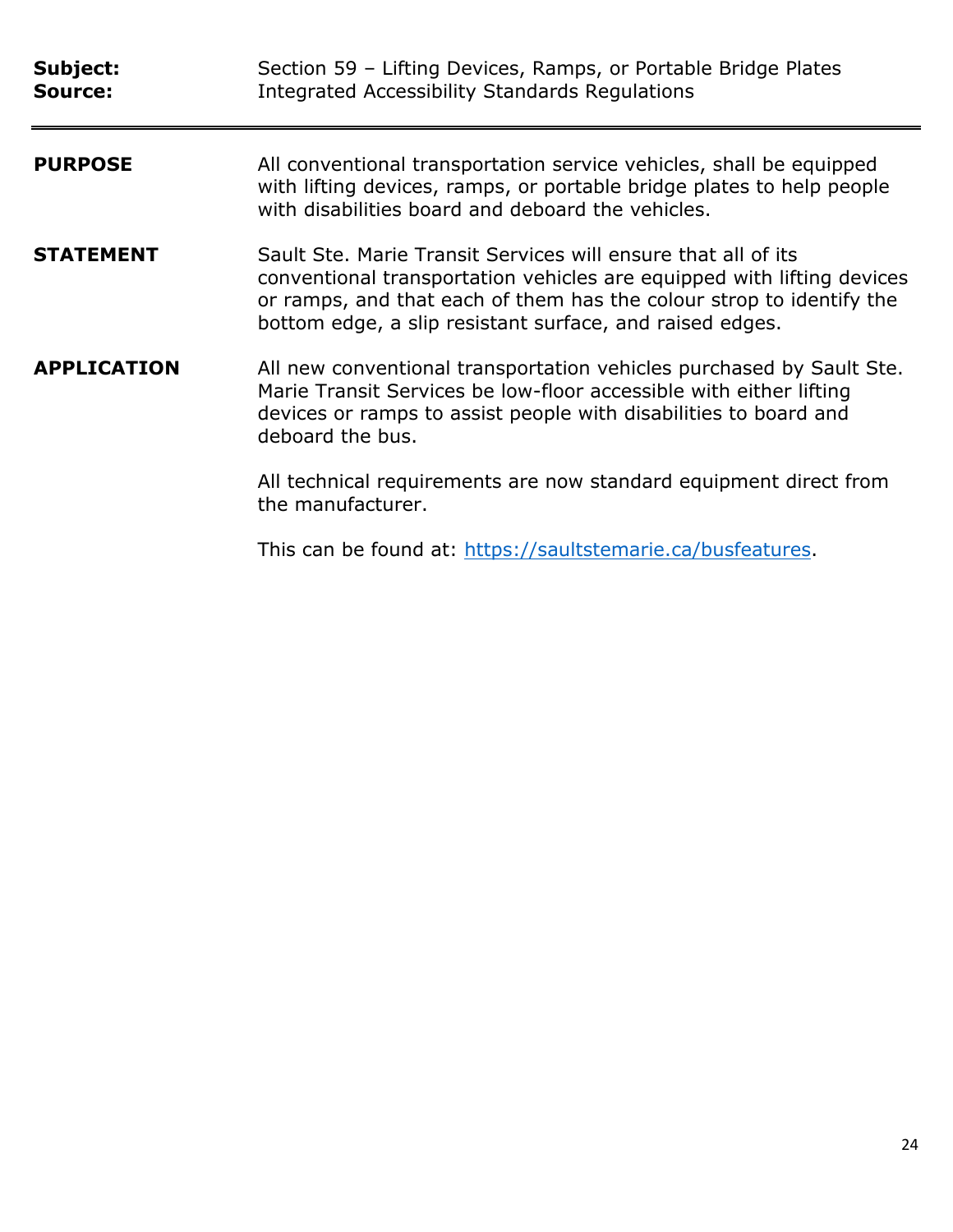**Subject:** Section 59 – Lifting Devices, Ramps, or Portable Bridge Plates
**Source:** Integrated Accessibility Standards Regulations

---

**PURPOSE**

All conventional transportation service vehicles, shall be equipped with lifting devices, ramps, or portable bridge plates to help people with disabilities board and deboard the vehicles.

**STATEMENT**

Sault Ste. Marie Transit Services will ensure that all of its conventional transportation vehicles are equipped with lifting devices or ramps, and that each of them has the colour strop to identify the bottom edge, a slip resistant surface, and raised edges.

**APPLICATION**

All new conventional transportation vehicles purchased by Sault Ste. Marie Transit Services be low-floor accessible with either lifting devices or ramps to assist people with disabilities to board and deboard the bus.

All technical requirements are now standard equipment direct from the manufacturer.

This can be found at: [https://saultstemarie.ca/busfeatures](https://saultstemarie.ca/busfeatures).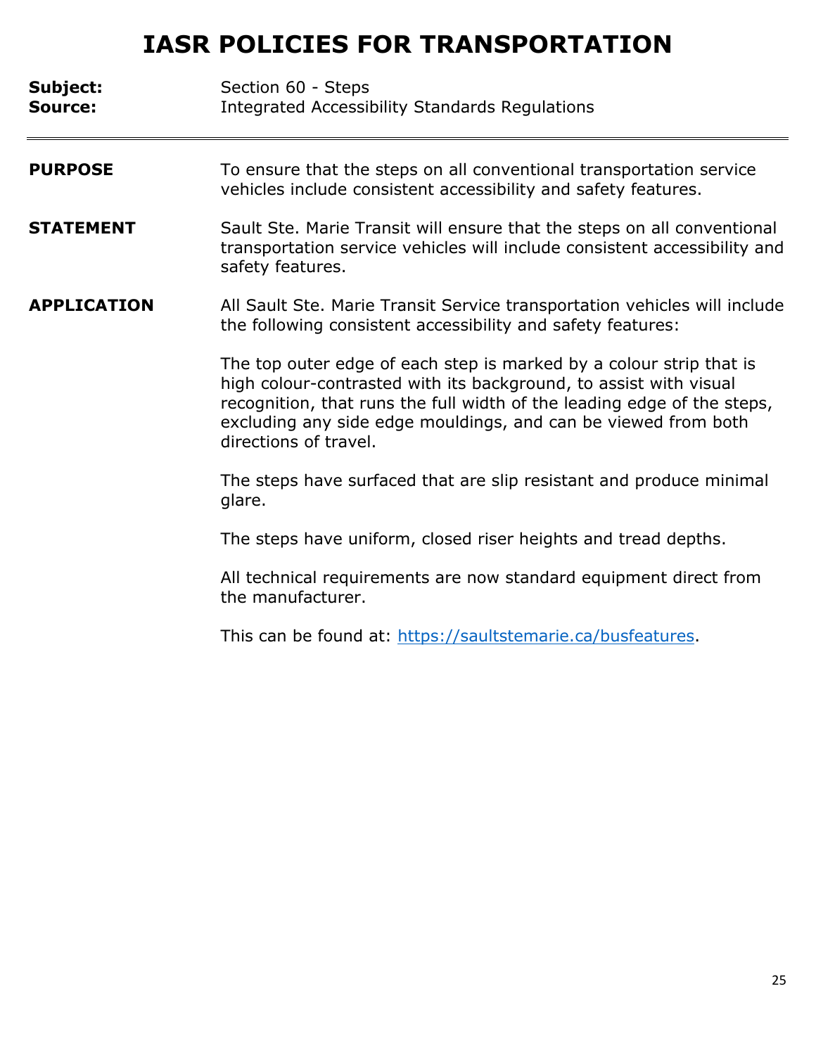# IASR POLICIES FOR TRANSPORTATION

**Subject:** Section 60 - Steps
**Source:** Integrated Accessibility Standards Regulations

---

**PURPOSE**

To ensure that the steps on all conventional transportation service vehicles include consistent accessibility and safety features.

**STATEMENT**

Sault Ste. Marie Transit will ensure that the steps on all conventional transportation service vehicles will include consistent accessibility and safety features.

**APPLICATION**

All Sault Ste. Marie Transit Service transportation vehicles will include the following consistent accessibility and safety features:

The top outer edge of each step is marked by a colour strip that is high colour-contrasted with its background, to assist with visual recognition, that runs the full width of the leading edge of the steps, excluding any side edge mouldings, and can be viewed from both directions of travel.

The steps have surfaced that are slip resistant and produce minimal glare.

The steps have uniform, closed riser heights and tread depths.

All technical requirements are now standard equipment direct from the manufacturer.

This can be found at: [https://saultstemarie.ca/busfeatures](https://saultstemarie.ca/busfeatures).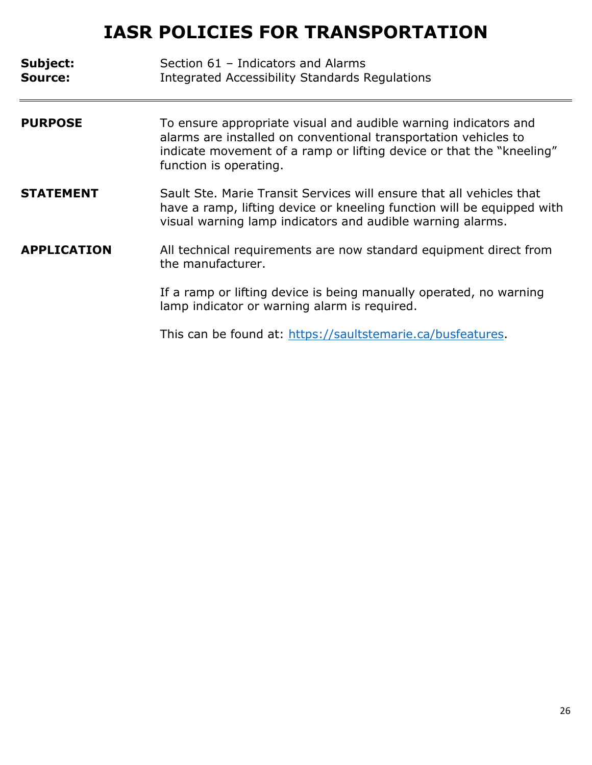# IASR POLICIES FOR TRANSPORTATION

**Subject:** Section 61 – Indicators and Alarms
**Source:** Integrated Accessibility Standards Regulations

---

**PURPOSE**

To ensure appropriate visual and audible warning indicators and alarms are installed on conventional transportation vehicles to indicate movement of a ramp or lifting device or that the "kneeling" function is operating.

**STATEMENT**

Sault Ste. Marie Transit Services will ensure that all vehicles that have a ramp, lifting device or kneeling function will be equipped with visual warning lamp indicators and audible warning alarms.

**APPLICATION**

All technical requirements are now standard equipment direct from the manufacturer.

If a ramp or lifting device is being manually operated, no warning lamp indicator or warning alarm is required.

This can be found at: [https://saultstemarie.ca/busfeatures](https://saultstemarie.ca/busfeatures).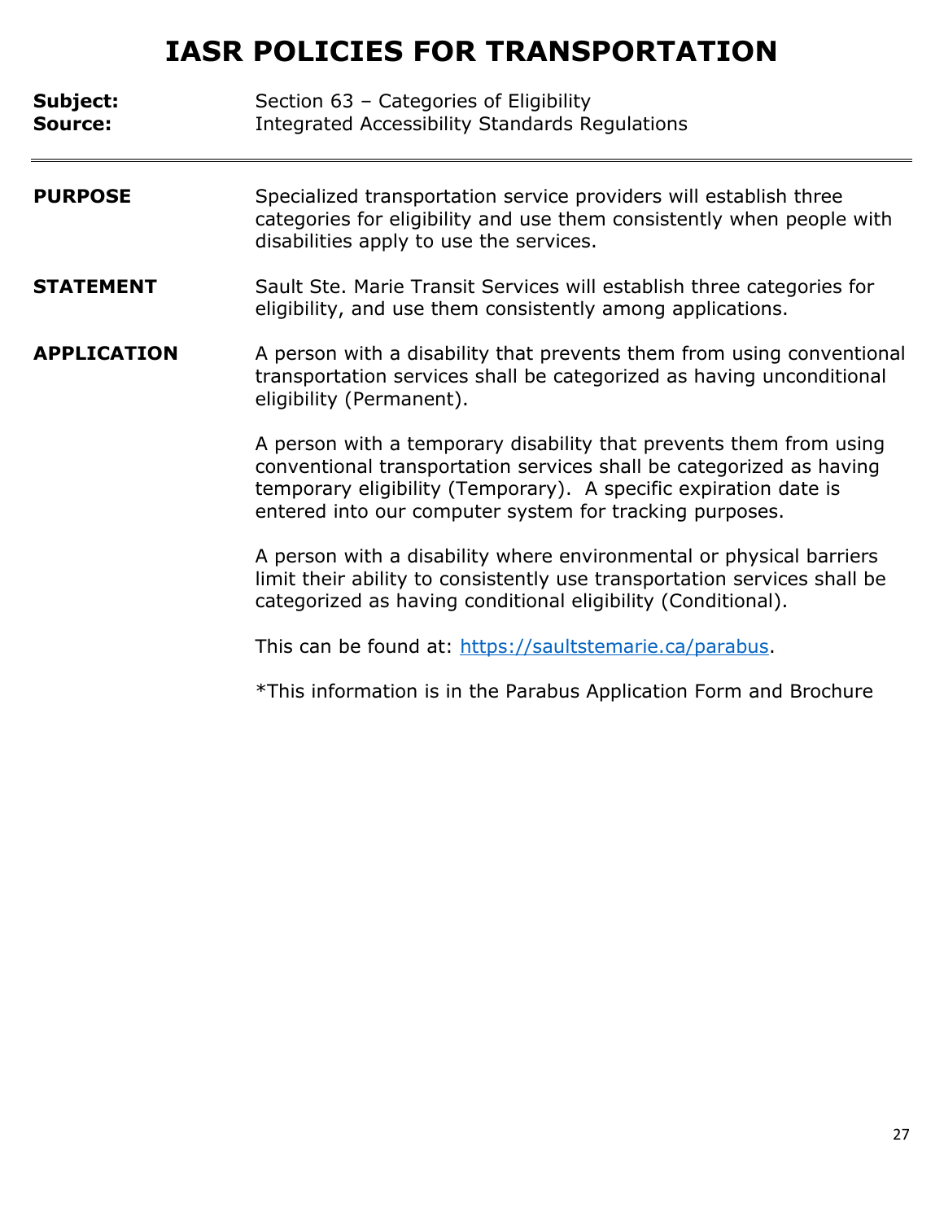# IASR POLICIES FOR TRANSPORTATION

**Subject:** Section 63 – Categories of Eligibility
**Source:** Integrated Accessibility Standards Regulations

---

**PURPOSE**

Specialized transportation service providers will establish three categories for eligibility and use them consistently when people with disabilities apply to use the services.

**STATEMENT**

Sault Ste. Marie Transit Services will establish three categories for eligibility, and use them consistently among applications.

**APPLICATION**

A person with a disability that prevents them from using conventional transportation services shall be categorized as having unconditional eligibility (Permanent).

A person with a temporary disability that prevents them from using conventional transportation services shall be categorized as having temporary eligibility (Temporary). A specific expiration date is entered into our computer system for tracking purposes.

A person with a disability where environmental or physical barriers limit their ability to consistently use transportation services shall be categorized as having conditional eligibility (Conditional).

This can be found at: [https://saultstemarie.ca/parabus](https://saultstemarie.ca/parabus).

*This information is in the Parabus Application Form and Brochure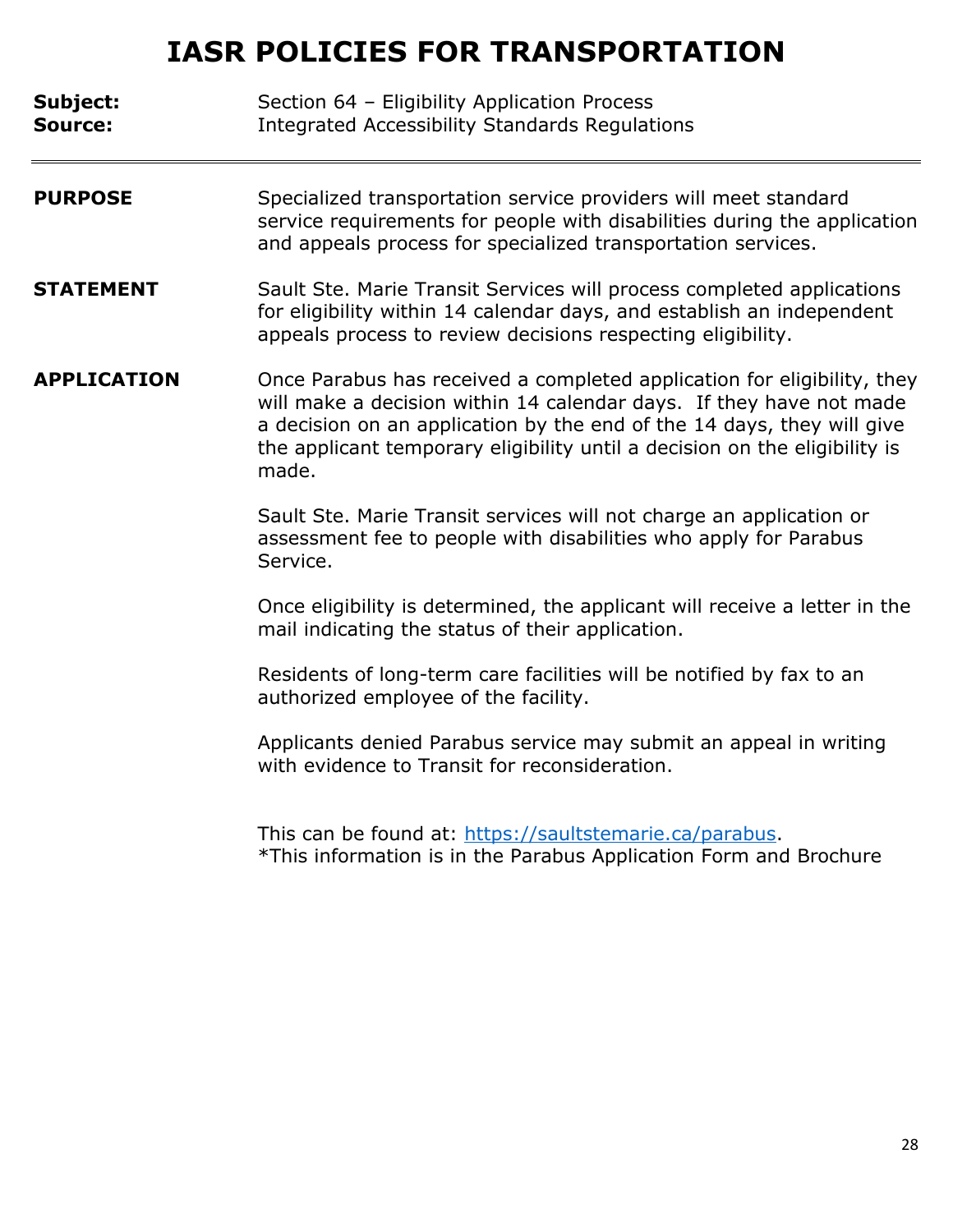# IASR POLICIES FOR TRANSPORTATION

**Subject:** Section 64 – Eligibility Application Process
**Source:** Integrated Accessibility Standards Regulations

---

**PURPOSE**

Specialized transportation service providers will meet standard service requirements for people with disabilities during the application and appeals process for specialized transportation services.

**STATEMENT**

Sault Ste. Marie Transit Services will process completed applications for eligibility within 14 calendar days, and establish an independent appeals process to review decisions respecting eligibility.

**APPLICATION**

Once Parabus has received a completed application for eligibility, they will make a decision within 14 calendar days. If they have not made a decision on an application by the end of the 14 days, they will give the applicant temporary eligibility until a decision on the eligibility is made.

Sault Ste. Marie Transit services will not charge an application or assessment fee to people with disabilities who apply for Parabus Service.

Once eligibility is determined, the applicant will receive a letter in the mail indicating the status of their application.

Residents of long-term care facilities will be notified by fax to an authorized employee of the facility.

Applicants denied Parabus service may submit an appeal in writing with evidence to Transit for reconsideration.

This can be found at: [https://saultstemarie.ca/parabus](https://saultstemarie.ca/parabus).
*This information is in the Parabus Application Form and Brochure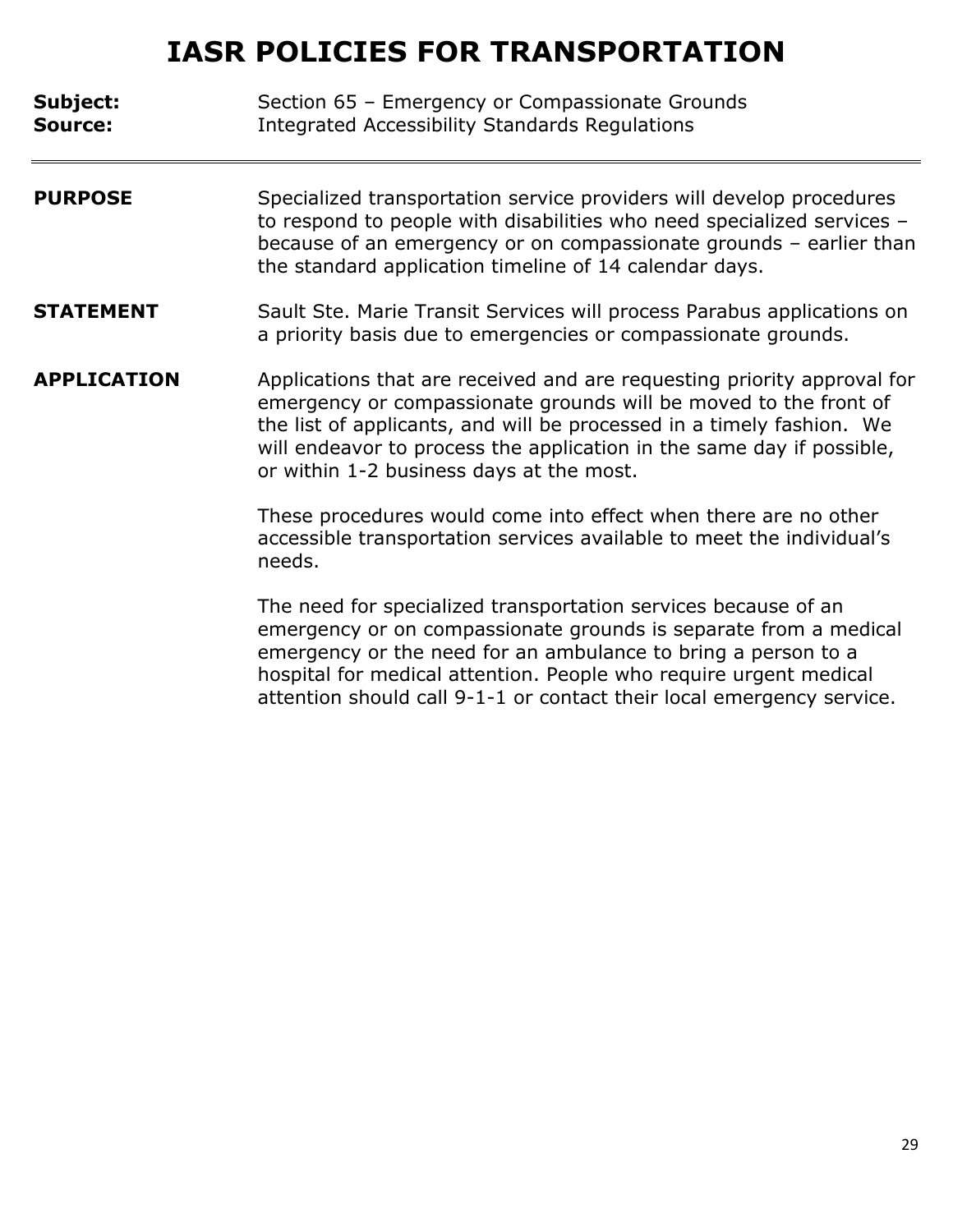# IASR POLICIES FOR TRANSPORTATION

**Subject:** Section 65 – Emergency or Compassionate Grounds
**Source:** Integrated Accessibility Standards Regulations

---

**PURPOSE**

Specialized transportation service providers will develop procedures to respond to people with disabilities who need specialized services – because of an emergency or on compassionate grounds – earlier than the standard application timeline of 14 calendar days.

**STATEMENT**

Sault Ste. Marie Transit Services will process Parabus applications on a priority basis due to emergencies or compassionate grounds.

**APPLICATION**

Applications that are received and are requesting priority approval for emergency or compassionate grounds will be moved to the front of the list of applicants, and will be processed in a timely fashion. We will endeavor to process the application in the same day if possible, or within 1-2 business days at the most.

These procedures would come into effect when there are no other accessible transportation services available to meet the individual's needs.

The need for specialized transportation services because of an emergency or on compassionate grounds is separate from a medical emergency or the need for an ambulance to bring a person to a hospital for medical attention. People who require urgent medical attention should call 9-1-1 or contact their local emergency service.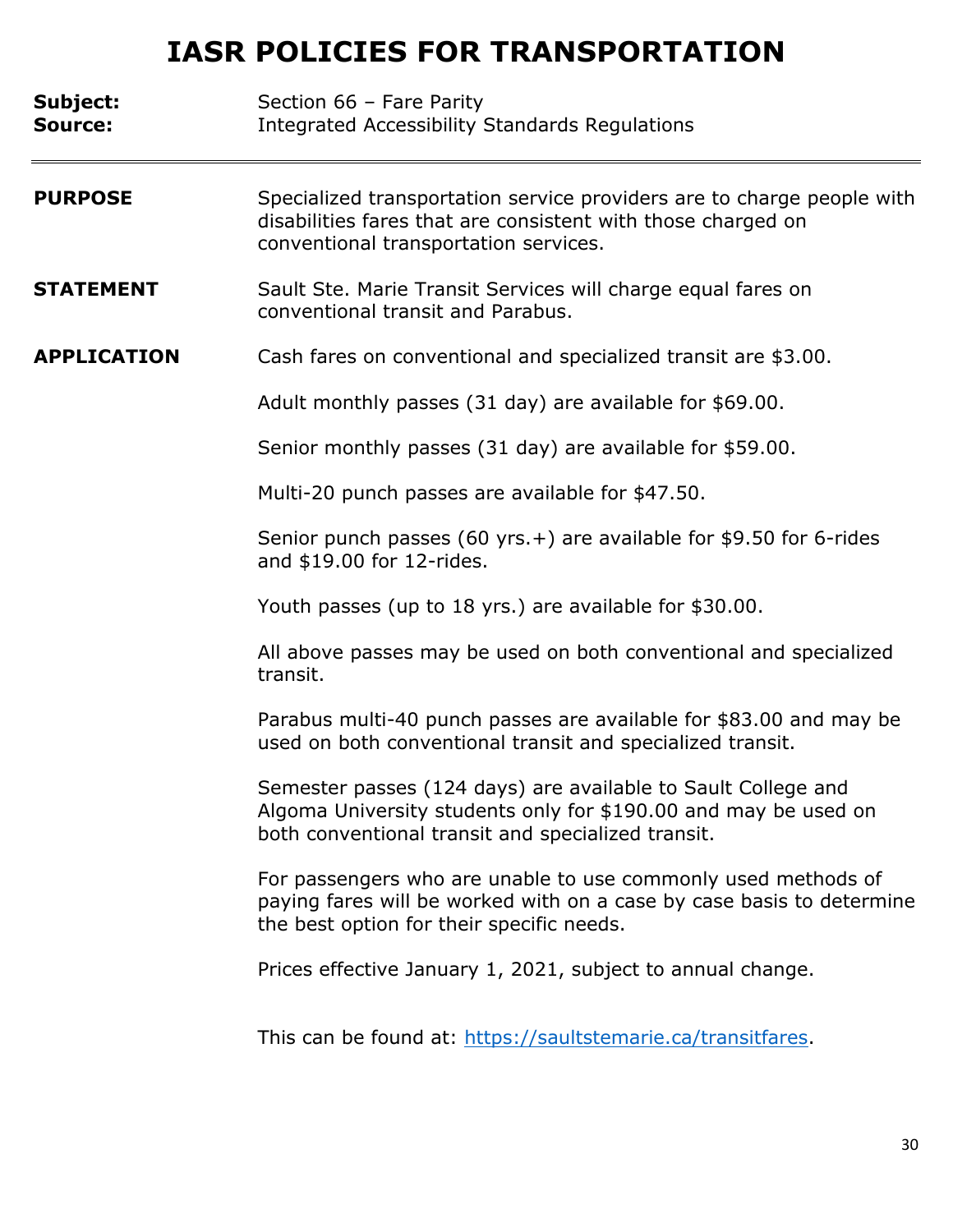# IASR POLICIES FOR TRANSPORTATION

**Subject:** Section 66 – Fare Parity
**Source:** Integrated Accessibility Standards Regulations

---

**PURPOSE**

Specialized transportation service providers are to charge people with disabilities fares that are consistent with those charged on conventional transportation services.

**STATEMENT**

Sault Ste. Marie Transit Services will charge equal fares on conventional transit and Parabus.

**APPLICATION**

Cash fares on conventional and specialized transit are $3.00.

Adult monthly passes (31 day) are available for $69.00.

Senior monthly passes (31 day) are available for $59.00.

Multi-20 punch passes are available for $47.50.

Senior punch passes (60 yrs.+) are available for $9.50 for 6-rides and $19.00 for 12-rides.

Youth passes (up to 18 yrs.) are available for $30.00.

All above passes may be used on both conventional and specialized transit.

Parabus multi-40 punch passes are available for $83.00 and may be used on both conventional transit and specialized transit.

Semester passes (124 days) are available to Sault College and Algoma University students only for $190.00 and may be used on both conventional transit and specialized transit.

For passengers who are unable to use commonly used methods of paying fares will be worked with on a case by case basis to determine the best option for their specific needs.

Prices effective January 1, 2021, subject to annual change.

This can be found at: https://saultstemarie.ca/transitfares.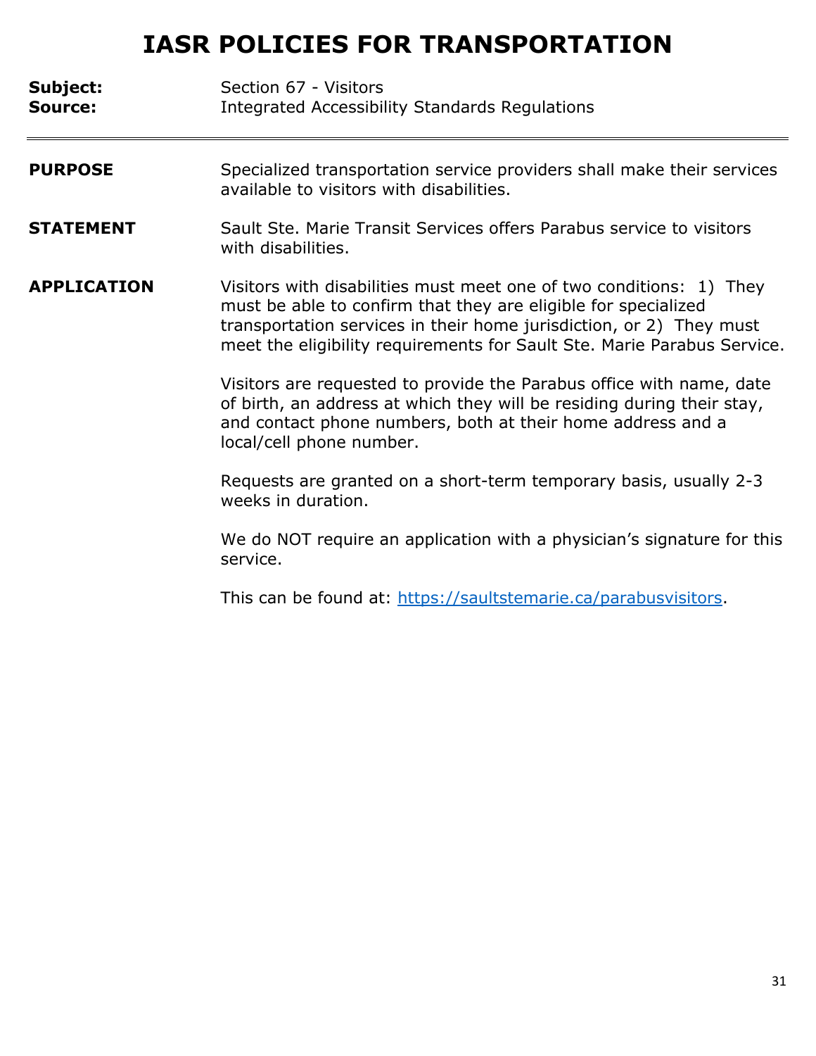# IASR POLICIES FOR TRANSPORTATION

**Subject:** Section 67 - Visitors
**Source:** Integrated Accessibility Standards Regulations

---

**PURPOSE**

Specialized transportation service providers shall make their services available to visitors with disabilities.

**STATEMENT**

Sault Ste. Marie Transit Services offers Parabus service to visitors with disabilities.

**APPLICATION**

Visitors with disabilities must meet one of two conditions: 1) They must be able to confirm that they are eligible for specialized transportation services in their home jurisdiction, or 2) They must meet the eligibility requirements for Sault Ste. Marie Parabus Service.

Visitors are requested to provide the Parabus office with name, date of birth, an address at which they will be residing during their stay, and contact phone numbers, both at their home address and a local/cell phone number.

Requests are granted on a short-term temporary basis, usually 2-3 weeks in duration.

We do NOT require an application with a physician's signature for this service.

This can be found at: [https://saultstemarie.ca/parabusvisitors](https://saultstemarie.ca/parabusvisitors).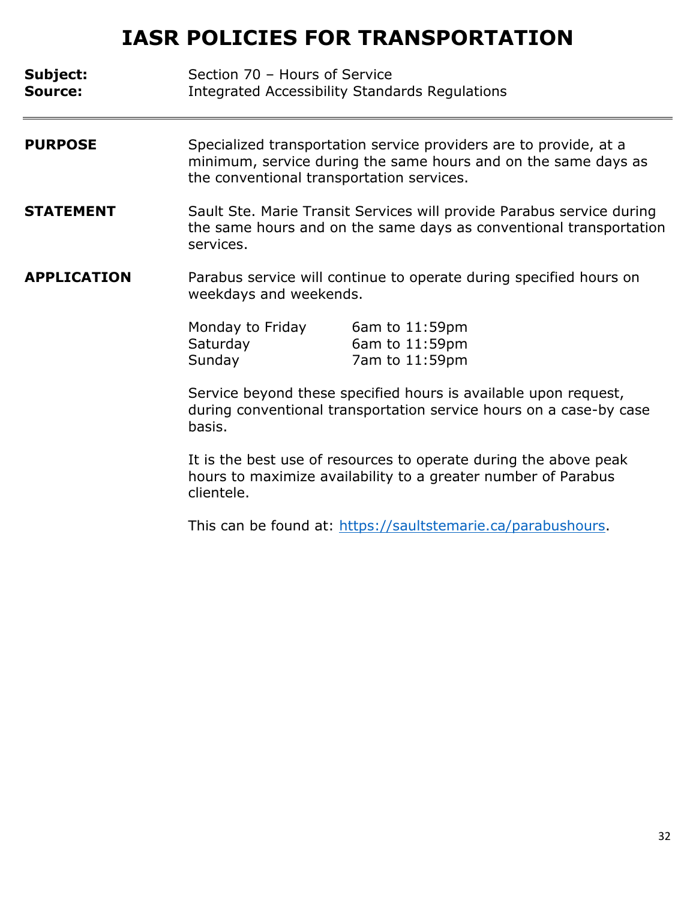# IASR POLICIES FOR TRANSPORTATION

**Subject:** Section 70 – Hours of Service
**Source:** Integrated Accessibility Standards Regulations

---

**PURPOSE**

Specialized transportation service providers are to provide, at a minimum, service during the same hours and on the same days as the conventional transportation services.

**STATEMENT**

Sault Ste. Marie Transit Services will provide Parabus service during the same hours and on the same days as conventional transportation services.

**APPLICATION**

Parabus service will continue to operate during specified hours on weekdays and weekends.

| | |
|---|---|
| Monday to Friday | 6am to 11:59pm |
| Saturday | 6am to 11:59pm |
| Sunday | 7am to 11:59pm |

Service beyond these specified hours is available upon request, during conventional transportation service hours on a case-by case basis.

It is the best use of resources to operate during the above peak hours to maximize availability to a greater number of Parabus clientele.

This can be found at: https://saultstemarie.ca/parabushours.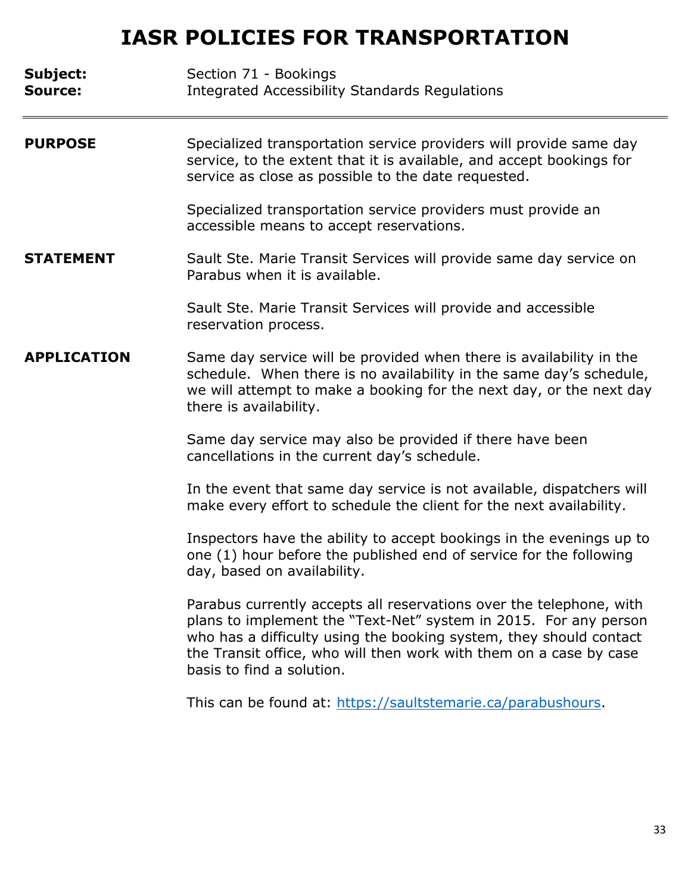# IASR POLICIES FOR TRANSPORTATION

**Subject:** Section 71 - Bookings
**Source:** Integrated Accessibility Standards Regulations

---

**PURPOSE**

Specialized transportation service providers will provide same day service, to the extent that it is available, and accept bookings for service as close as possible to the date requested.

Specialized transportation service providers must provide an accessible means to accept reservations.

**STATEMENT**

Sault Ste. Marie Transit Services will provide same day service on Parabus when it is available.

Sault Ste. Marie Transit Services will provide and accessible reservation process.

**APPLICATION**

Same day service will be provided when there is availability in the schedule. When there is no availability in the same day's schedule, we will attempt to make a booking for the next day, or the next day there is availability.

Same day service may also be provided if there have been cancellations in the current day's schedule.

In the event that same day service is not available, dispatchers will make every effort to schedule the client for the next availability.

Inspectors have the ability to accept bookings in the evenings up to one (1) hour before the published end of service for the following day, based on availability.

Parabus currently accepts all reservations over the telephone, with plans to implement the "Text-Net" system in 2015. For any person who has a difficulty using the booking system, they should contact the Transit office, who will then work with them on a case by case basis to find a solution.

This can be found at: [https://saultstemarie.ca/parabushours](https://saultstemarie.ca/parabushours).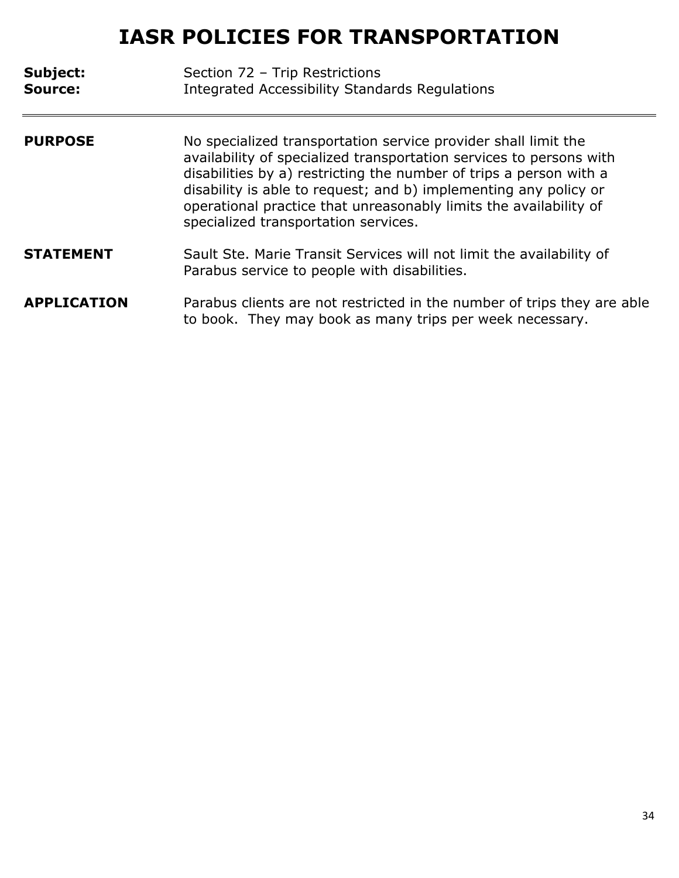# IASR POLICIES FOR TRANSPORTATION

**Subject:** Section 72 – Trip Restrictions
**Source:** Integrated Accessibility Standards Regulations

---

**PURPOSE**

No specialized transportation service provider shall limit the availability of specialized transportation services to persons with disabilities by a) restricting the number of trips a person with a disability is able to request; and b) implementing any policy or operational practice that unreasonably limits the availability of specialized transportation services.

**STATEMENT**

Sault Ste. Marie Transit Services will not limit the availability of Parabus service to people with disabilities.

**APPLICATION**

Parabus clients are not restricted in the number of trips they are able to book. They may book as many trips per week necessary.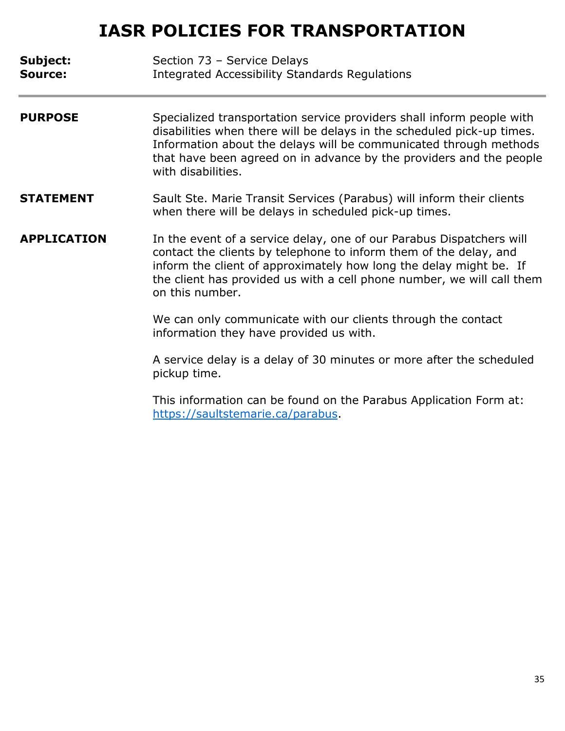# IASR POLICIES FOR TRANSPORTATION

**Subject:** Section 73 – Service Delays
**Source:** Integrated Accessibility Standards Regulations

---

**PURPOSE**

Specialized transportation service providers shall inform people with disabilities when there will be delays in the scheduled pick-up times. Information about the delays will be communicated through methods that have been agreed on in advance by the providers and the people with disabilities.

**STATEMENT**

Sault Ste. Marie Transit Services (Parabus) will inform their clients when there will be delays in scheduled pick-up times.

**APPLICATION**

In the event of a service delay, one of our Parabus Dispatchers will contact the clients by telephone to inform them of the delay, and inform the client of approximately how long the delay might be. If the client has provided us with a cell phone number, we will call them on this number.

We can only communicate with our clients through the contact information they have provided us with.

A service delay is a delay of 30 minutes or more after the scheduled pickup time.

This information can be found on the Parabus Application Form at: [https://saultstemarie.ca/parabus](https://saultstemarie.ca/parabus).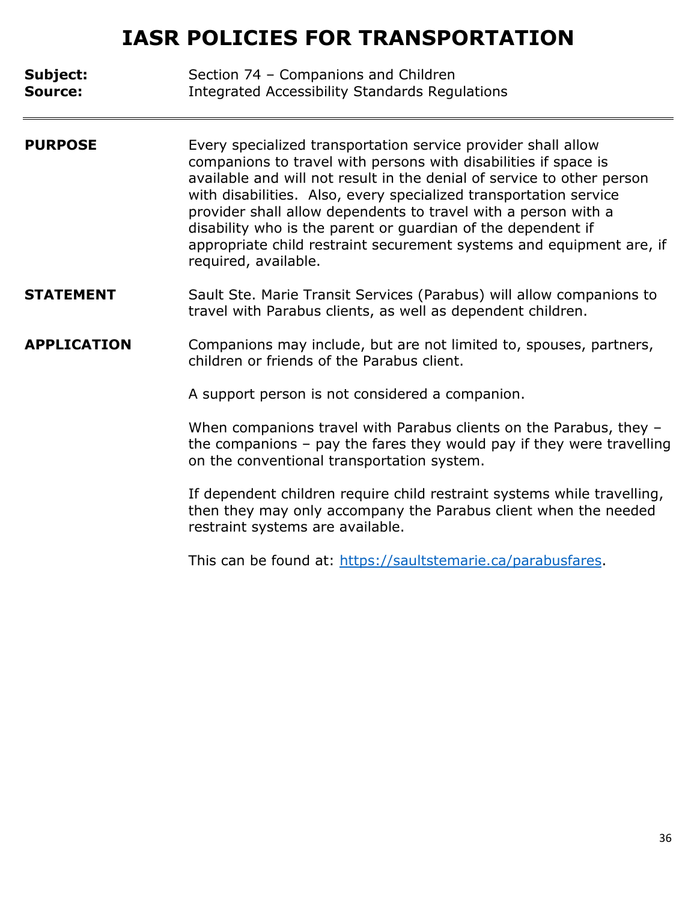# IASR POLICIES FOR TRANSPORTATION

**Subject:** Section 74 – Companions and Children
**Source:** Integrated Accessibility Standards Regulations

---

**PURPOSE**

Every specialized transportation service provider shall allow companions to travel with persons with disabilities if space is available and will not result in the denial of service to other person with disabilities. Also, every specialized transportation service provider shall allow dependents to travel with a person with a disability who is the parent or guardian of the dependent if appropriate child restraint securement systems and equipment are, if required, available.

**STATEMENT**

Sault Ste. Marie Transit Services (Parabus) will allow companions to travel with Parabus clients, as well as dependent children.

**APPLICATION**

Companions may include, but are not limited to, spouses, partners, children or friends of the Parabus client.

A support person is not considered a companion.

When companions travel with Parabus clients on the Parabus, they – the companions – pay the fares they would pay if they were travelling on the conventional transportation system.

If dependent children require child restraint systems while travelling, then they may only accompany the Parabus client when the needed restraint systems are available.

This can be found at: [https://saultstemarie.ca/parabusfares](https://saultstemarie.ca/parabusfares).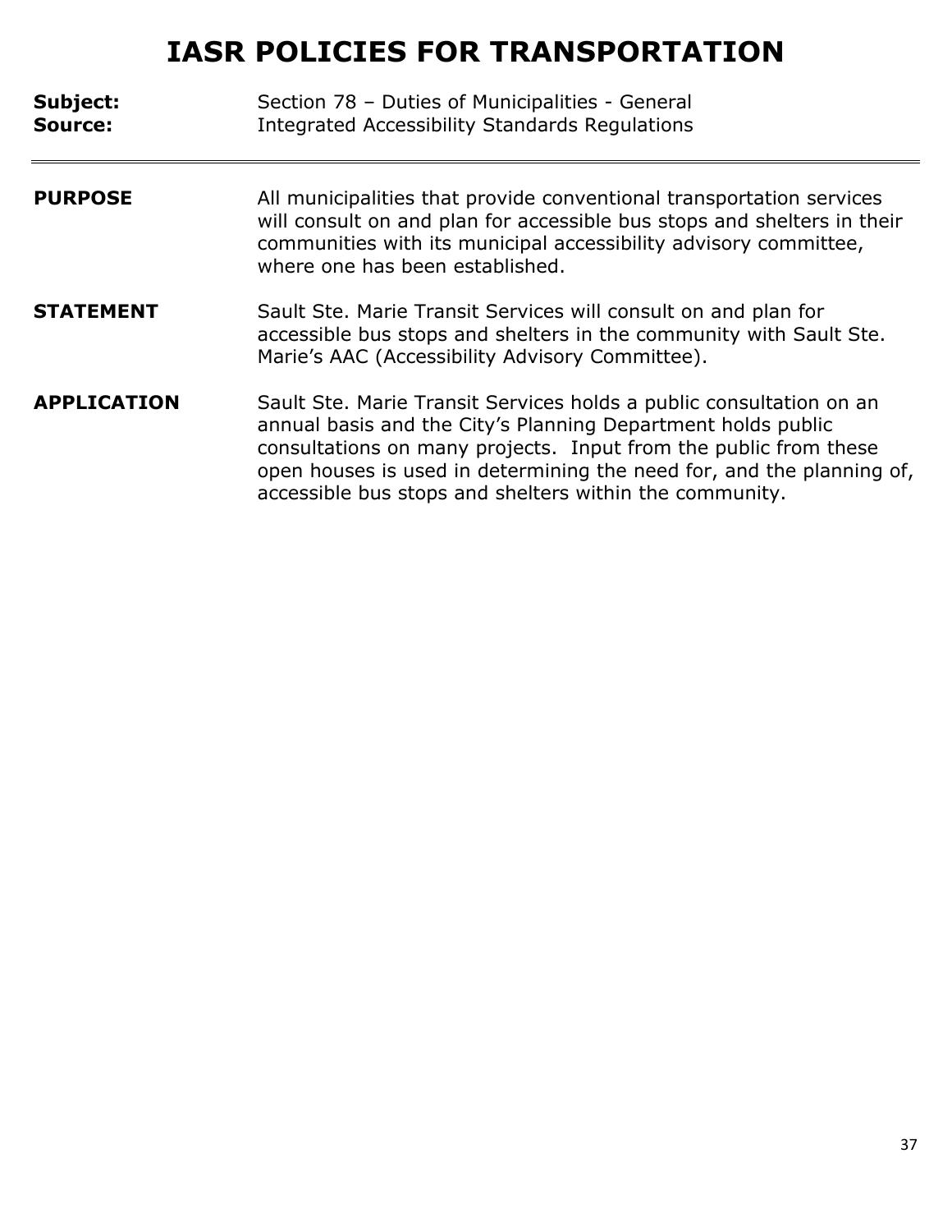# IASR POLICIES FOR TRANSPORTATION

**Subject:** Section 78 – Duties of Municipalities - General
**Source:** Integrated Accessibility Standards Regulations

---

**PURPOSE**

All municipalities that provide conventional transportation services will consult on and plan for accessible bus stops and shelters in their communities with its municipal accessibility advisory committee, where one has been established.

**STATEMENT**

Sault Ste. Marie Transit Services will consult on and plan for accessible bus stops and shelters in the community with Sault Ste. Marie's AAC (Accessibility Advisory Committee).

**APPLICATION**

Sault Ste. Marie Transit Services holds a public consultation on an annual basis and the City's Planning Department holds public consultations on many projects. Input from the public from these open houses is used in determining the need for, and the planning of, accessible bus stops and shelters within the community.